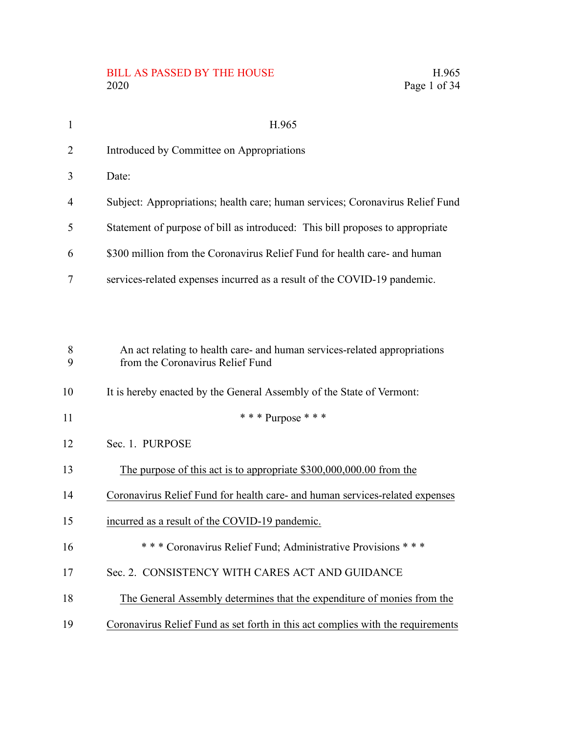H.965

Introduced by Committee on Appropriations

Date:

Subject: Appropriations; health care; human services; Coronavirus Relief Fund

Statement of purpose of bill as introduced: This bill proposes to appropriate $300 million from the Coronavirus Relief Fund for health care- and human services-related expenses incurred as a result of the COVID-19 pandemic.

An act relating to health care- and human services-related appropriations from the Coronavirus Relief Fund

It is hereby enacted by the General Assembly of the State of Vermont:

\* \* \* Purpose \* \* \*

Sec. 1. PURPOSE

The purpose of this act is to appropriate $300,000,000.00 from the Coronavirus Relief Fund for health care- and human services-related expenses incurred as a result of the COVID-19 pandemic.

\* \* \* Coronavirus Relief Fund; Administrative Provisions \* \* \*

Sec. 2. CONSISTENCY WITH CARES ACT AND GUIDANCE

The General Assembly determines that the expenditure of monies from the Coronavirus Relief Fund as set forth in this act complies with the requirements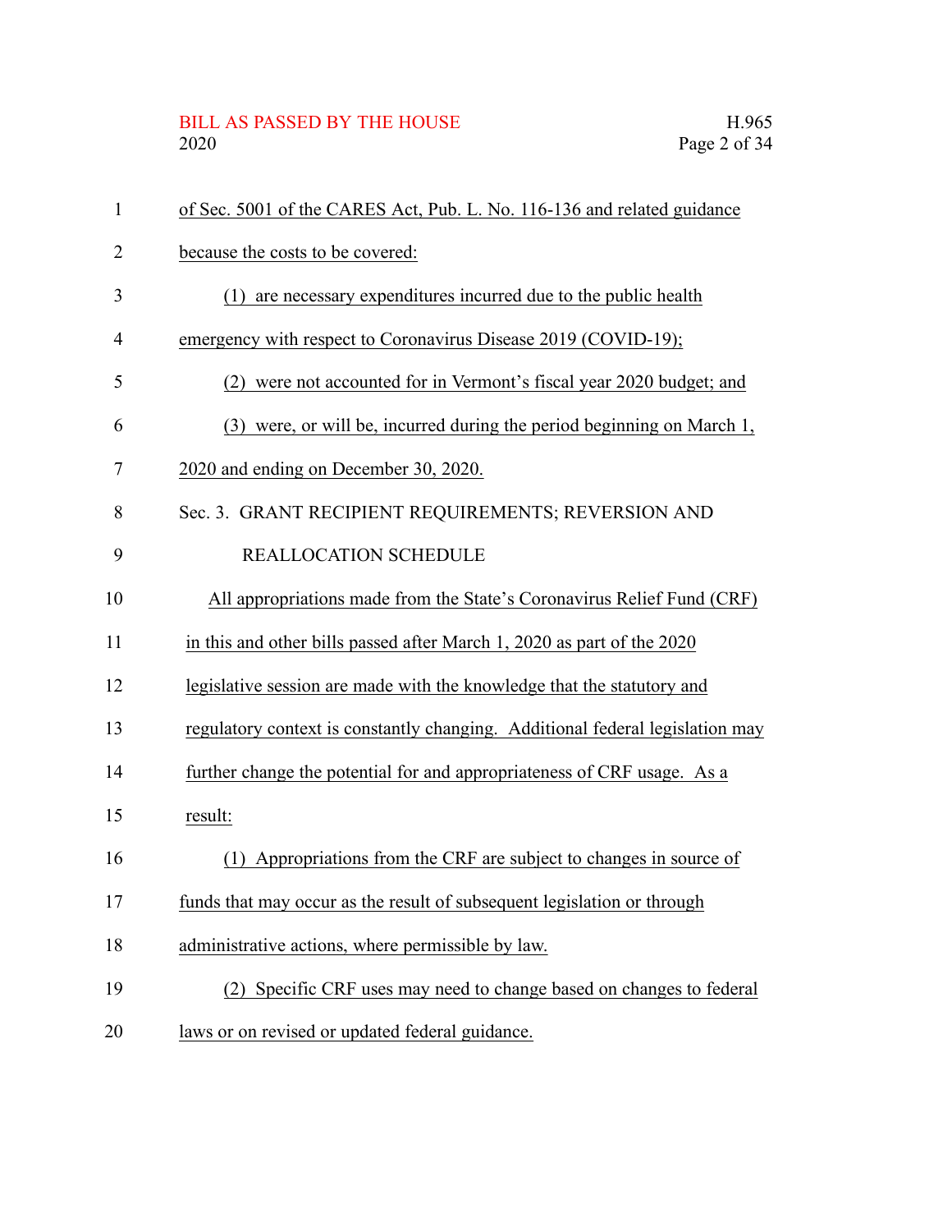of Sec. 5001 of the CARES Act, Pub. L. No. 116-136 and related guidance because the costs to be covered:

(1) are necessary expenditures incurred due to the public health emergency with respect to Coronavirus Disease 2019 (COVID-19);

(2) were not accounted for in Vermont's fiscal year 2020 budget; and

(3) were, or will be, incurred during the period beginning on March 1, 2020 and ending on December 30, 2020.

Sec. 3. GRANT RECIPIENT REQUIREMENTS; REVERSION AND REALLOCATION SCHEDULE

All appropriations made from the State's Coronavirus Relief Fund (CRF) in this and other bills passed after March 1, 2020 as part of the 2020 legislative session are made with the knowledge that the statutory and regulatory context is constantly changing. Additional federal legislation may further change the potential for and appropriateness of CRF usage. As a result:

(1) Appropriations from the CRF are subject to changes in source of funds that may occur as the result of subsequent legislation or through administrative actions, where permissible by law.

(2) Specific CRF uses may need to change based on changes to federal laws or on revised or updated federal guidance.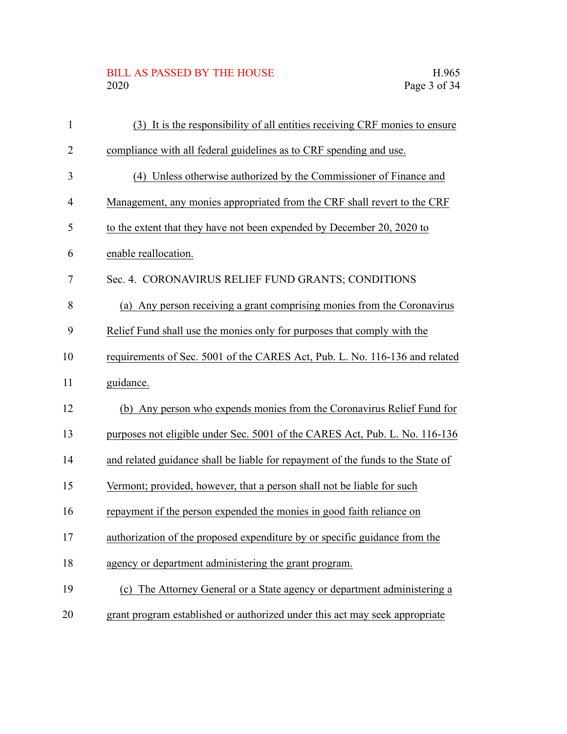(3) It is the responsibility of all entities receiving CRF monies to ensure compliance with all federal guidelines as to CRF spending and use.

(4) Unless otherwise authorized by the Commissioner of Finance and Management, any monies appropriated from the CRF shall revert to the CRF to the extent that they have not been expended by December 20, 2020 to enable reallocation.

Sec. 4. CORONAVIRUS RELIEF FUND GRANTS; CONDITIONS

(a) Any person receiving a grant comprising monies from the Coronavirus Relief Fund shall use the monies only for purposes that comply with the requirements of Sec. 5001 of the CARES Act, Pub. L. No. 116-136 and related guidance.

(b) Any person who expends monies from the Coronavirus Relief Fund for purposes not eligible under Sec. 5001 of the CARES Act, Pub. L. No. 116-136 and related guidance shall be liable for repayment of the funds to the State of Vermont; provided, however, that a person shall not be liable for such repayment if the person expended the monies in good faith reliance on authorization of the proposed expenditure by or specific guidance from the agency or department administering the grant program.

(c) The Attorney General or a State agency or department administering a grant program established or authorized under this act may seek appropriate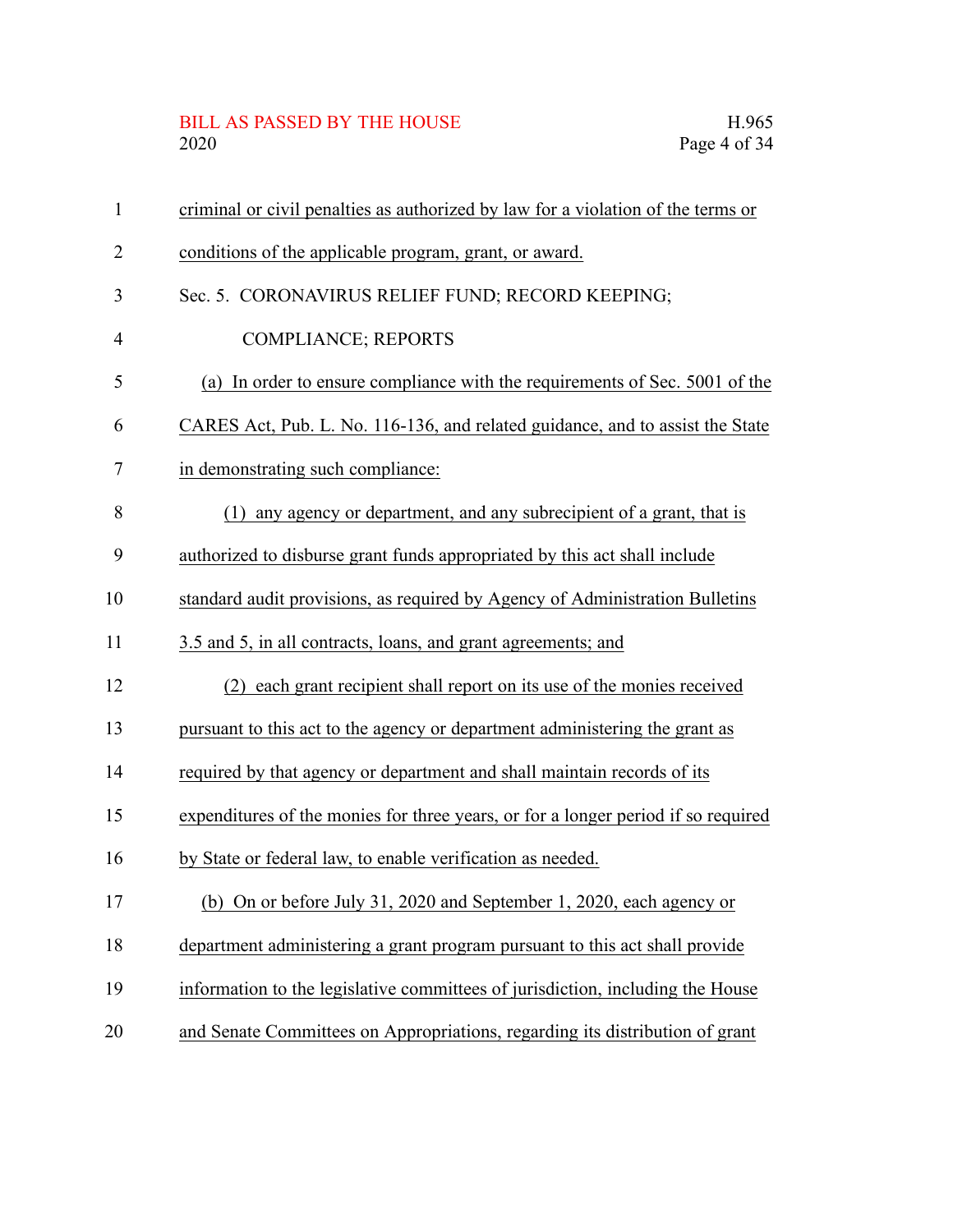criminal or civil penalties as authorized by law for a violation of the terms or conditions of the applicable program, grant, or award.

Sec. 5. CORONAVIRUS RELIEF FUND; RECORD KEEPING; COMPLIANCE; REPORTS

(a) In order to ensure compliance with the requirements of Sec. 5001 of the CARES Act, Pub. L. No. 116-136, and related guidance, and to assist the State in demonstrating such compliance:

(1) any agency or department, and any subrecipient of a grant, that is authorized to disburse grant funds appropriated by this act shall include standard audit provisions, as required by Agency of Administration Bulletins 3.5 and 5, in all contracts, loans, and grant agreements; and

(2) each grant recipient shall report on its use of the monies received pursuant to this act to the agency or department administering the grant as required by that agency or department and shall maintain records of its expenditures of the monies for three years, or for a longer period if so required by State or federal law, to enable verification as needed.

(b) On or before July 31, 2020 and September 1, 2020, each agency or department administering a grant program pursuant to this act shall provide information to the legislative committees of jurisdiction, including the House and Senate Committees on Appropriations, regarding its distribution of grant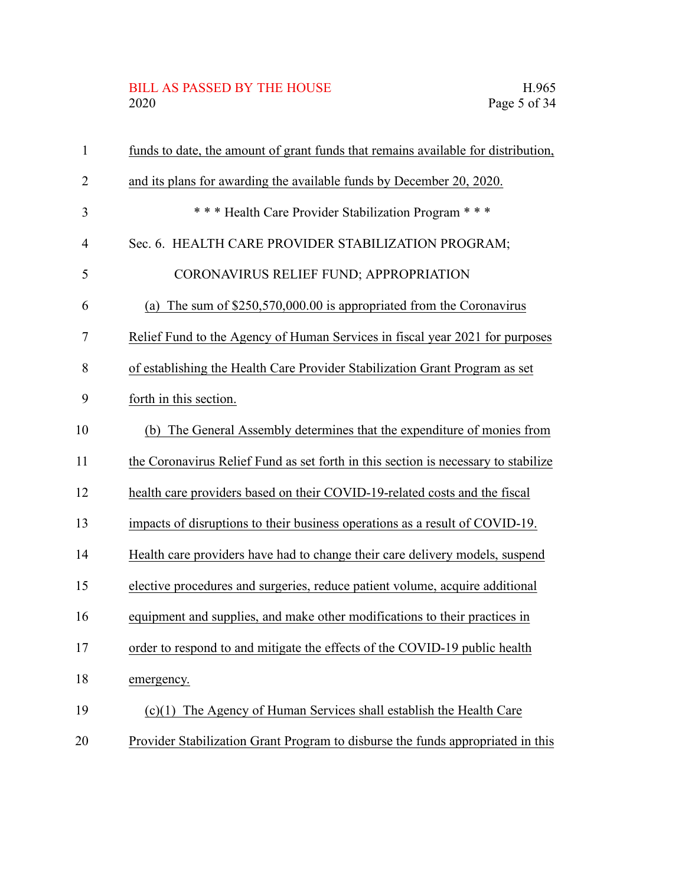funds to date, the amount of grant funds that remains available for distribution, and its plans for awarding the available funds by December 20, 2020.

\* \* \* Health Care Provider Stabilization Program \* \* \*

Sec. 6. HEALTH CARE PROVIDER STABILIZATION PROGRAM; CORONAVIRUS RELIEF FUND; APPROPRIATION

(a) The sum of $250,570,000.00 is appropriated from the Coronavirus Relief Fund to the Agency of Human Services in fiscal year 2021 for purposes of establishing the Health Care Provider Stabilization Grant Program as set forth in this section.

(b) The General Assembly determines that the expenditure of monies from the Coronavirus Relief Fund as set forth in this section is necessary to stabilize health care providers based on their COVID-19-related costs and the fiscal impacts of disruptions to their business operations as a result of COVID-19. Health care providers have had to change their care delivery models, suspend elective procedures and surgeries, reduce patient volume, acquire additional equipment and supplies, and make other modifications to their practices in order to respond to and mitigate the effects of the COVID-19 public health emergency.

(c)(1) The Agency of Human Services shall establish the Health Care Provider Stabilization Grant Program to disburse the funds appropriated in this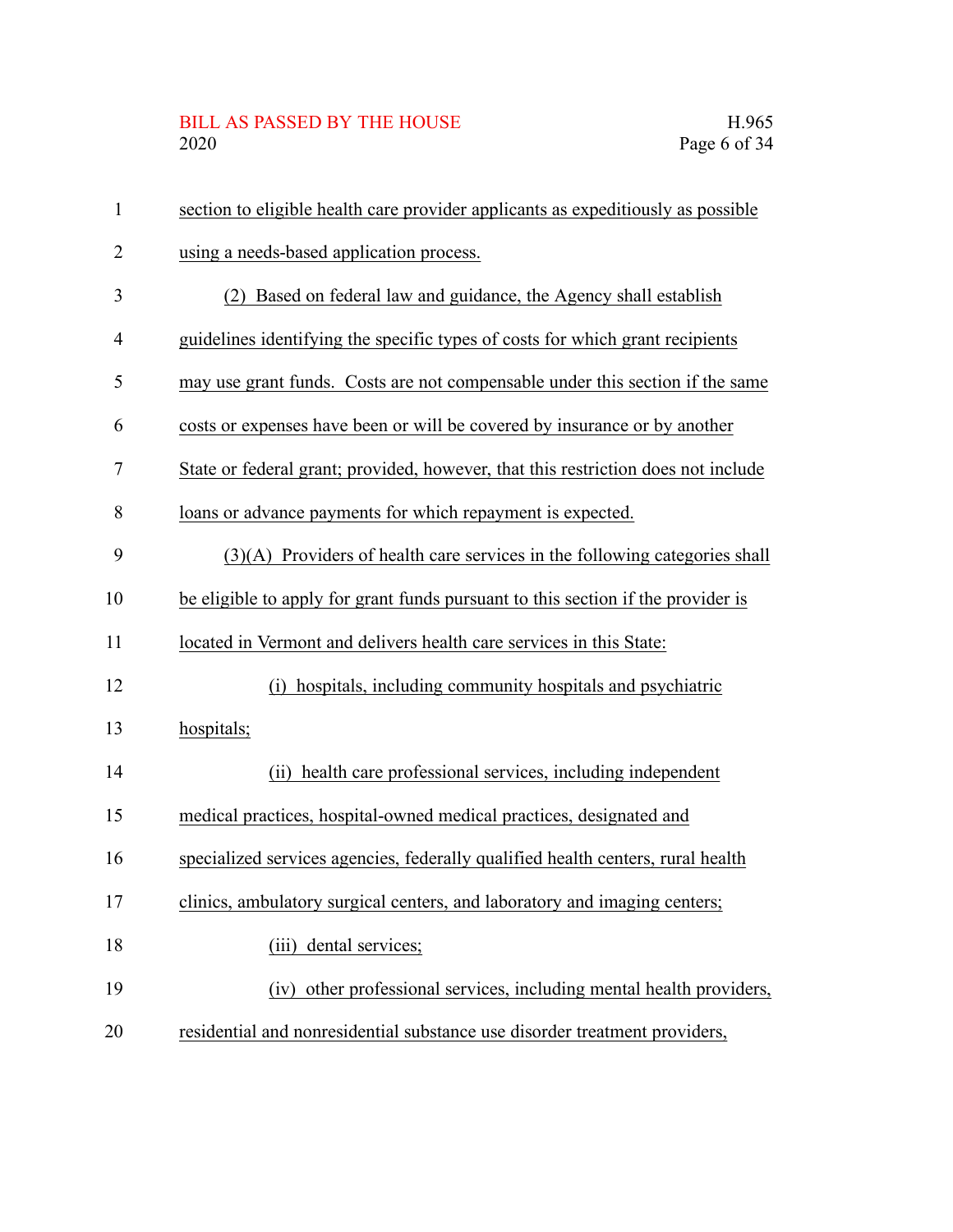section to eligible health care provider applicants as expeditiously as possible using a needs-based application process.

(2) Based on federal law and guidance, the Agency shall establish guidelines identifying the specific types of costs for which grant recipients may use grant funds. Costs are not compensable under this section if the same costs or expenses have been or will be covered by insurance or by another State or federal grant; provided, however, that this restriction does not include loans or advance payments for which repayment is expected.

(3)(A) Providers of health care services in the following categories shall be eligible to apply for grant funds pursuant to this section if the provider is located in Vermont and delivers health care services in this State:

(i) hospitals, including community hospitals and psychiatric hospitals;

(ii) health care professional services, including independent medical practices, hospital-owned medical practices, designated and specialized services agencies, federally qualified health centers, rural health clinics, ambulatory surgical centers, and laboratory and imaging centers;

(iii) dental services;

(iv) other professional services, including mental health providers, residential and nonresidential substance use disorder treatment providers,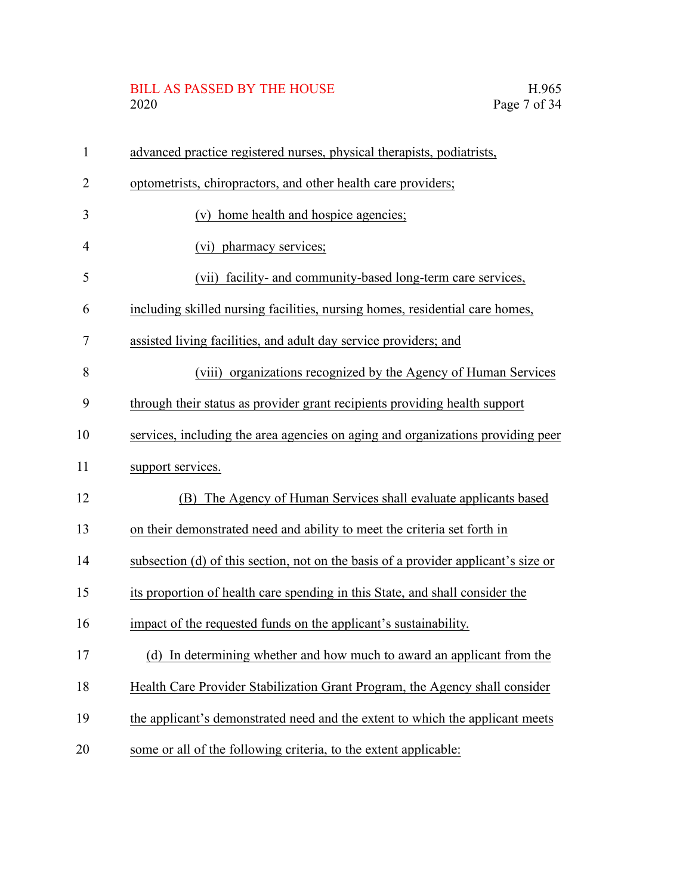advanced practice registered nurses, physical therapists, podiatrists, optometrists, chiropractors, and other health care providers;

(v) home health and hospice agencies;

(vi) pharmacy services;

(vii) facility- and community-based long-term care services, including skilled nursing facilities, nursing homes, residential care homes, assisted living facilities, and adult day service providers; and

(viii) organizations recognized by the Agency of Human Services through their status as provider grant recipients providing health support services, including the area agencies on aging and organizations providing peer support services.

(B) The Agency of Human Services shall evaluate applicants based on their demonstrated need and ability to meet the criteria set forth in subsection (d) of this section, not on the basis of a provider applicant's size or its proportion of health care spending in this State, and shall consider the impact of the requested funds on the applicant's sustainability.

(d) In determining whether and how much to award an applicant from the Health Care Provider Stabilization Grant Program, the Agency shall consider the applicant's demonstrated need and the extent to which the applicant meets some or all of the following criteria, to the extent applicable: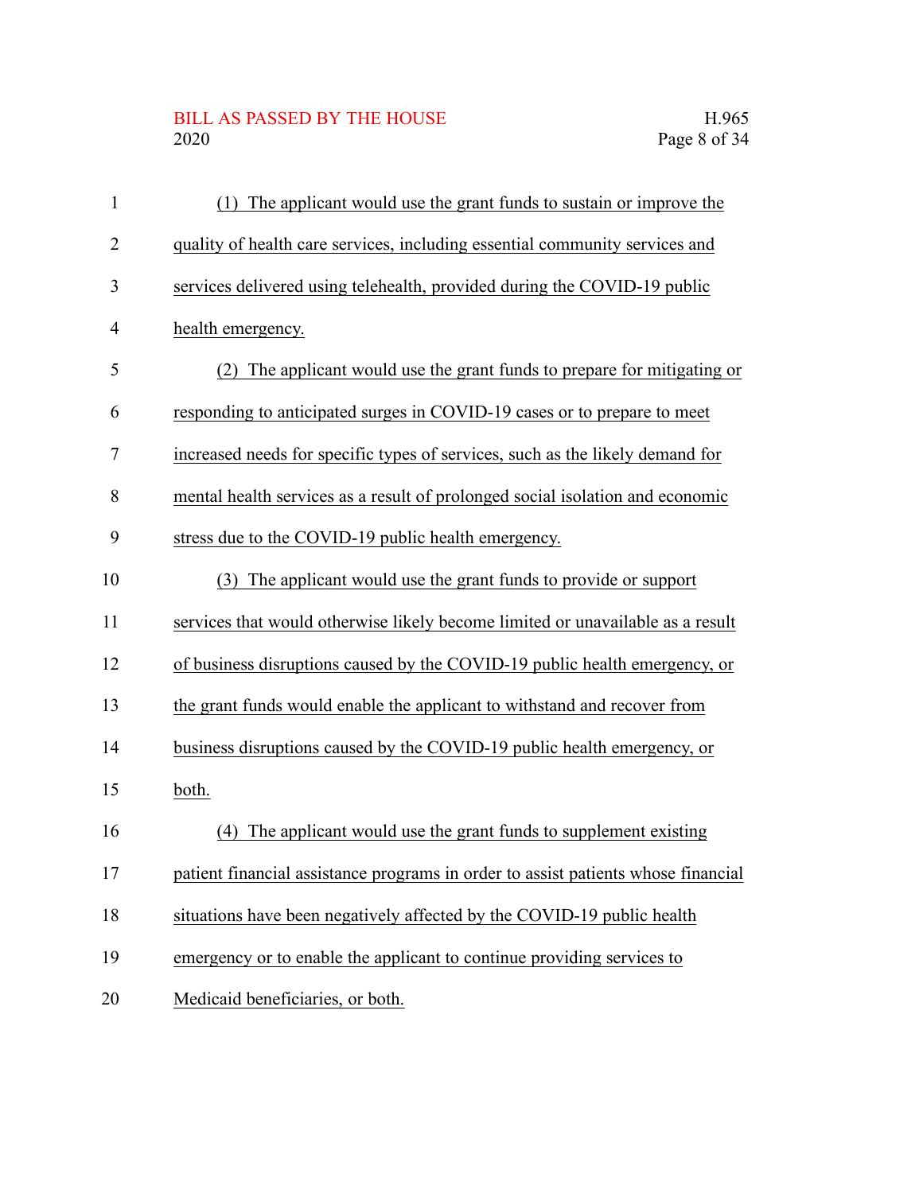(1) The applicant would use the grant funds to sustain or improve the quality of health care services, including essential community services and services delivered using telehealth, provided during the COVID-19 public health emergency.

(2) The applicant would use the grant funds to prepare for mitigating or responding to anticipated surges in COVID-19 cases or to prepare to meet increased needs for specific types of services, such as the likely demand for mental health services as a result of prolonged social isolation and economic stress due to the COVID-19 public health emergency.

(3) The applicant would use the grant funds to provide or support services that would otherwise likely become limited or unavailable as a result of business disruptions caused by the COVID-19 public health emergency, or the grant funds would enable the applicant to withstand and recover from business disruptions caused by the COVID-19 public health emergency, or both.

(4) The applicant would use the grant funds to supplement existing patient financial assistance programs in order to assist patients whose financial situations have been negatively affected by the COVID-19 public health emergency or to enable the applicant to continue providing services to Medicaid beneficiaries, or both.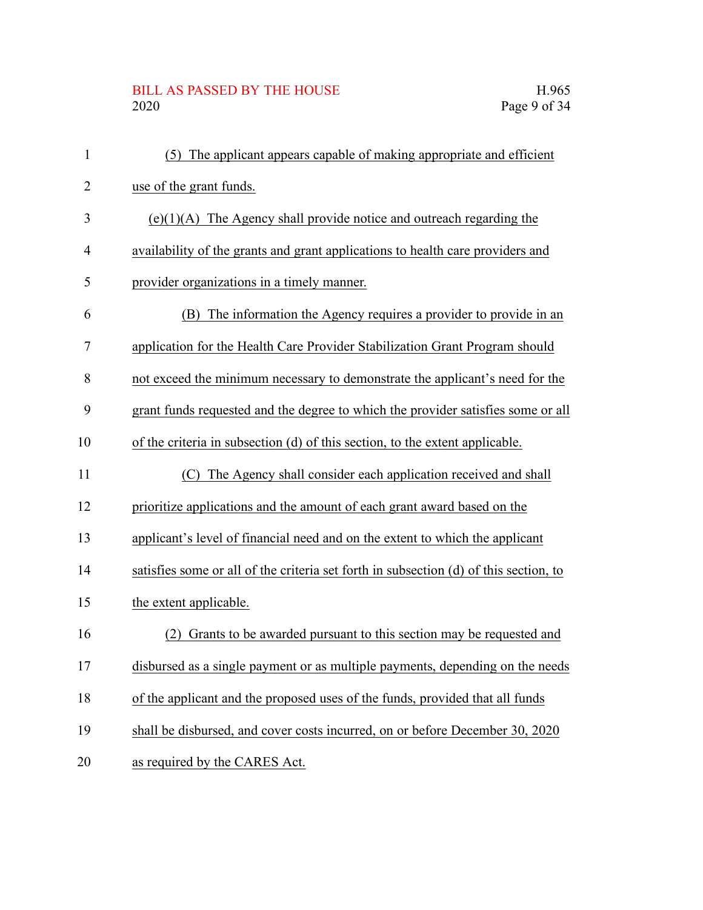(5) The applicant appears capable of making appropriate and efficient use of the grant funds.

(e)(1)(A) The Agency shall provide notice and outreach regarding the availability of the grants and grant applications to health care providers and provider organizations in a timely manner.

(B) The information the Agency requires a provider to provide in an application for the Health Care Provider Stabilization Grant Program should not exceed the minimum necessary to demonstrate the applicant's need for the grant funds requested and the degree to which the provider satisfies some or all of the criteria in subsection (d) of this section, to the extent applicable.

(C) The Agency shall consider each application received and shall prioritize applications and the amount of each grant award based on the applicant's level of financial need and on the extent to which the applicant satisfies some or all of the criteria set forth in subsection (d) of this section, to the extent applicable.

(2) Grants to be awarded pursuant to this section may be requested and disbursed as a single payment or as multiple payments, depending on the needs of the applicant and the proposed uses of the funds, provided that all funds shall be disbursed, and cover costs incurred, on or before December 30, 2020 as required by the CARES Act.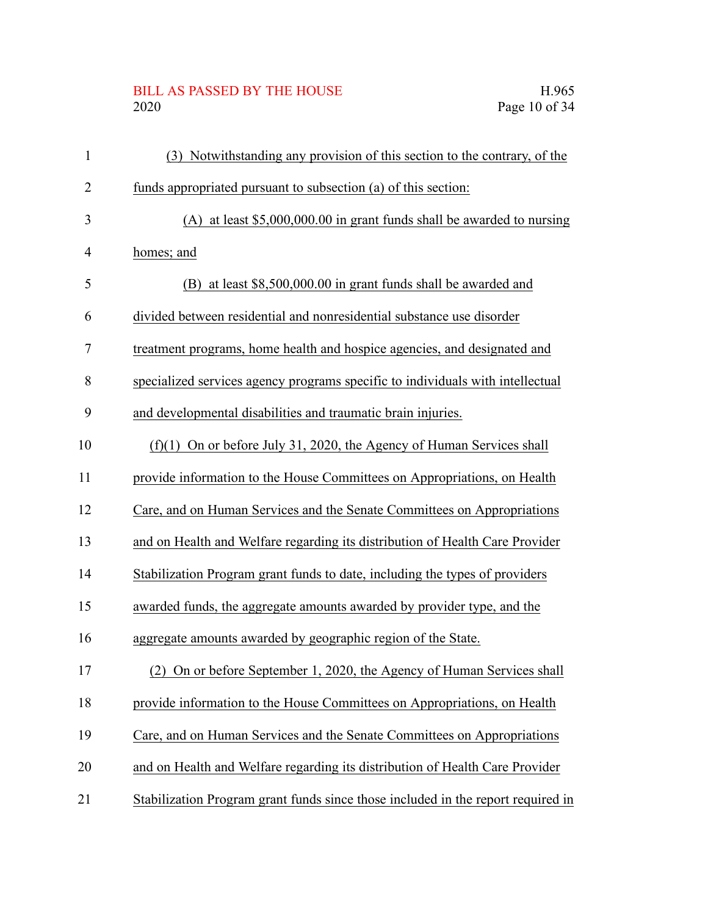(3) Notwithstanding any provision of this section to the contrary, of the funds appropriated pursuant to subsection (a) of this section:

(A) at least $5,000,000.00 in grant funds shall be awarded to nursing homes; and

(B) at least $8,500,000.00 in grant funds shall be awarded and divided between residential and nonresidential substance use disorder treatment programs, home health and hospice agencies, and designated and specialized services agency programs specific to individuals with intellectual and developmental disabilities and traumatic brain injuries.

(f)(1) On or before July 31, 2020, the Agency of Human Services shall provide information to the House Committees on Appropriations, on Health Care, and on Human Services and the Senate Committees on Appropriations and on Health and Welfare regarding its distribution of Health Care Provider Stabilization Program grant funds to date, including the types of providers awarded funds, the aggregate amounts awarded by provider type, and the aggregate amounts awarded by geographic region of the State.

(2) On or before September 1, 2020, the Agency of Human Services shall provide information to the House Committees on Appropriations, on Health Care, and on Human Services and the Senate Committees on Appropriations and on Health and Welfare regarding its distribution of Health Care Provider Stabilization Program grant funds since those included in the report required in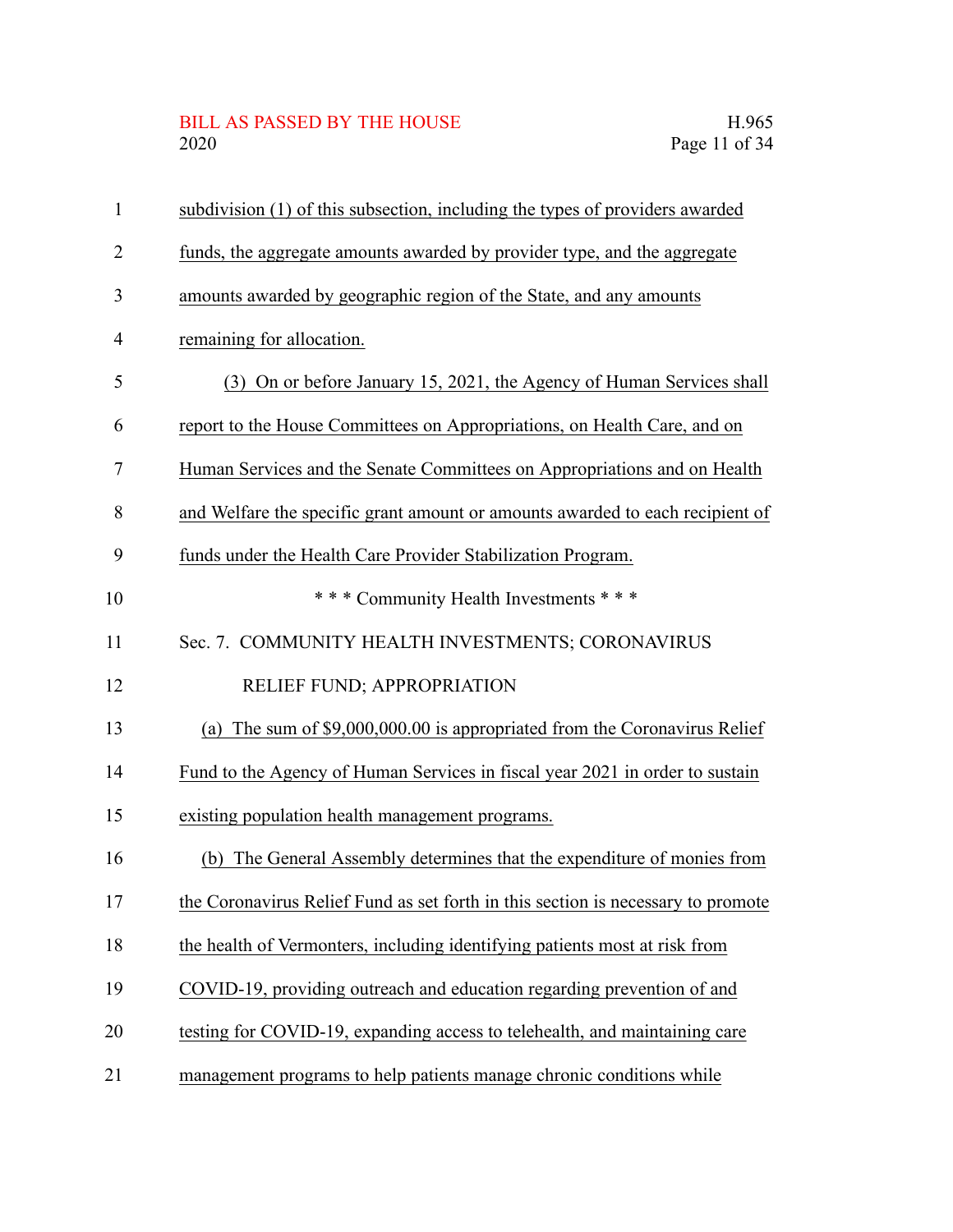subdivision (1) of this subsection, including the types of providers awarded funds, the aggregate amounts awarded by provider type, and the aggregate amounts awarded by geographic region of the State, and any amounts remaining for allocation.

(3) On or before January 15, 2021, the Agency of Human Services shall report to the House Committees on Appropriations, on Health Care, and on Human Services and the Senate Committees on Appropriations and on Health and Welfare the specific grant amount or amounts awarded to each recipient of funds under the Health Care Provider Stabilization Program.

\* \* \* Community Health Investments \* \* \*

Sec. 7. COMMUNITY HEALTH INVESTMENTS; CORONAVIRUS RELIEF FUND; APPROPRIATION

(a) The sum of $9,000,000.00 is appropriated from the Coronavirus Relief Fund to the Agency of Human Services in fiscal year 2021 in order to sustain existing population health management programs.

(b) The General Assembly determines that the expenditure of monies from the Coronavirus Relief Fund as set forth in this section is necessary to promote the health of Vermonters, including identifying patients most at risk from COVID-19, providing outreach and education regarding prevention of and testing for COVID-19, expanding access to telehealth, and maintaining care management programs to help patients manage chronic conditions while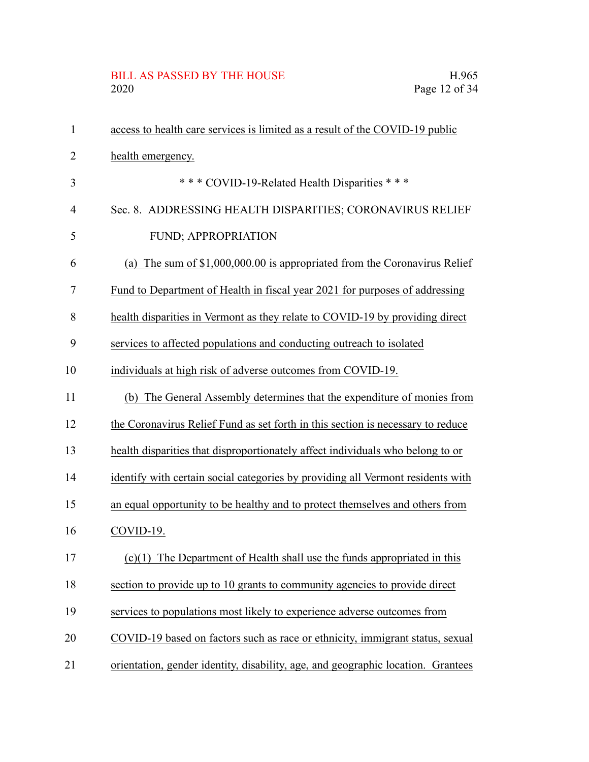access to health care services is limited as a result of the COVID-19 public health emergency.

\* \* \* COVID-19-Related Health Disparities \* \* \*

Sec. 8. ADDRESSING HEALTH DISPARITIES; CORONAVIRUS RELIEF FUND; APPROPRIATION

(a) The sum of $1,000,000.00 is appropriated from the Coronavirus Relief Fund to Department of Health in fiscal year 2021 for purposes of addressing health disparities in Vermont as they relate to COVID-19 by providing direct services to affected populations and conducting outreach to isolated individuals at high risk of adverse outcomes from COVID-19.

(b) The General Assembly determines that the expenditure of monies from the Coronavirus Relief Fund as set forth in this section is necessary to reduce health disparities that disproportionately affect individuals who belong to or identify with certain social categories by providing all Vermont residents with an equal opportunity to be healthy and to protect themselves and others from COVID-19.

(c)(1) The Department of Health shall use the funds appropriated in this section to provide up to 10 grants to community agencies to provide direct services to populations most likely to experience adverse outcomes from COVID-19 based on factors such as race or ethnicity, immigrant status, sexual orientation, gender identity, disability, age, and geographic location. Grantees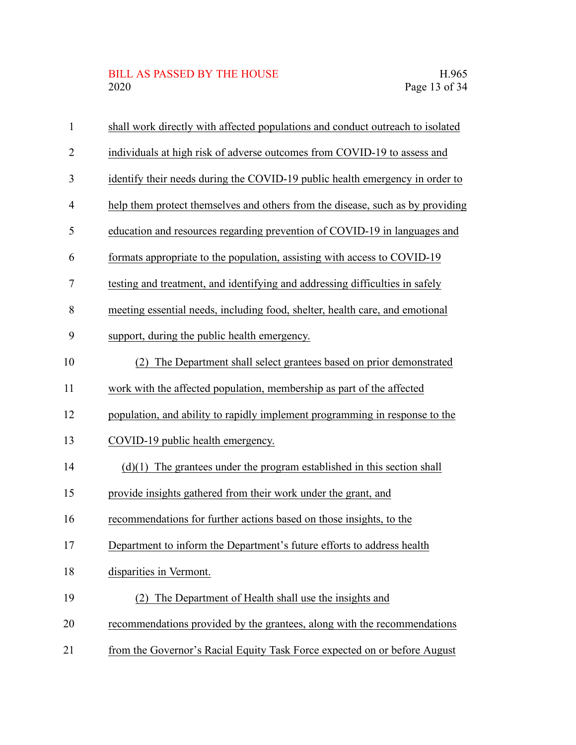shall work directly with affected populations and conduct outreach to isolated individuals at high risk of adverse outcomes from COVID-19 to assess and identify their needs during the COVID-19 public health emergency in order to help them protect themselves and others from the disease, such as by providing education and resources regarding prevention of COVID-19 in languages and formats appropriate to the population, assisting with access to COVID-19 testing and treatment, and identifying and addressing difficulties in safely meeting essential needs, including food, shelter, health care, and emotional support, during the public health emergency.

(2) The Department shall select grantees based on prior demonstrated work with the affected population, membership as part of the affected population, and ability to rapidly implement programming in response to the COVID-19 public health emergency.

(d)(1) The grantees under the program established in this section shall provide insights gathered from their work under the grant, and recommendations for further actions based on those insights, to the Department to inform the Department's future efforts to address health disparities in Vermont.

(2) The Department of Health shall use the insights and recommendations provided by the grantees, along with the recommendations from the Governor's Racial Equity Task Force expected on or before August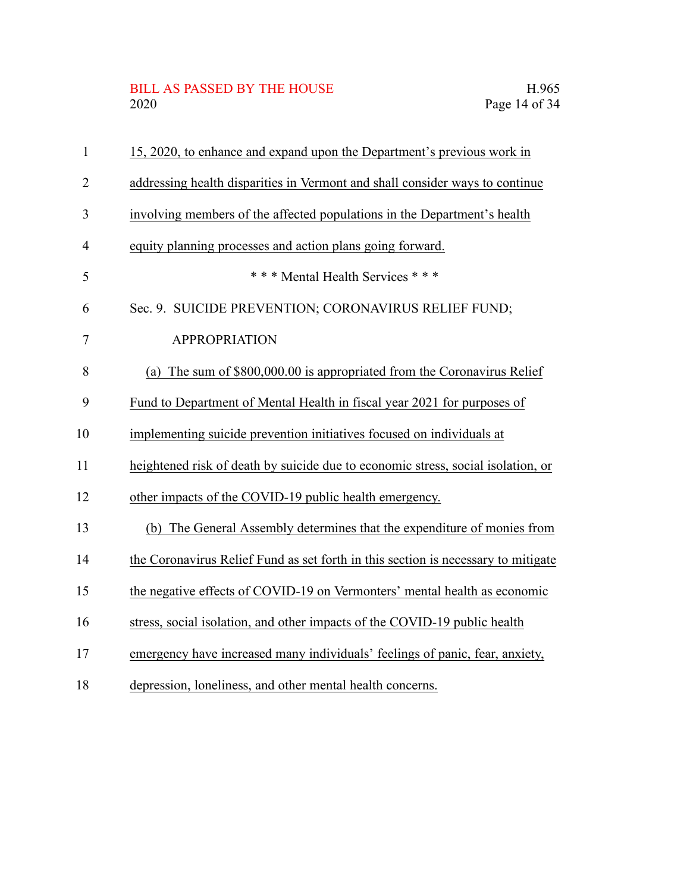15, 2020, to enhance and expand upon the Department's previous work in addressing health disparities in Vermont and shall consider ways to continue involving members of the affected populations in the Department's health equity planning processes and action plans going forward.

\* \* \* Mental Health Services \* \* \*

Sec. 9. SUICIDE PREVENTION; CORONAVIRUS RELIEF FUND; APPROPRIATION

(a) The sum of $800,000.00 is appropriated from the Coronavirus Relief Fund to Department of Mental Health in fiscal year 2021 for purposes of implementing suicide prevention initiatives focused on individuals at heightened risk of death by suicide due to economic stress, social isolation, or other impacts of the COVID-19 public health emergency.

(b) The General Assembly determines that the expenditure of monies from the Coronavirus Relief Fund as set forth in this section is necessary to mitigate the negative effects of COVID-19 on Vermonters' mental health as economic stress, social isolation, and other impacts of the COVID-19 public health emergency have increased many individuals' feelings of panic, fear, anxiety, depression, loneliness, and other mental health concerns.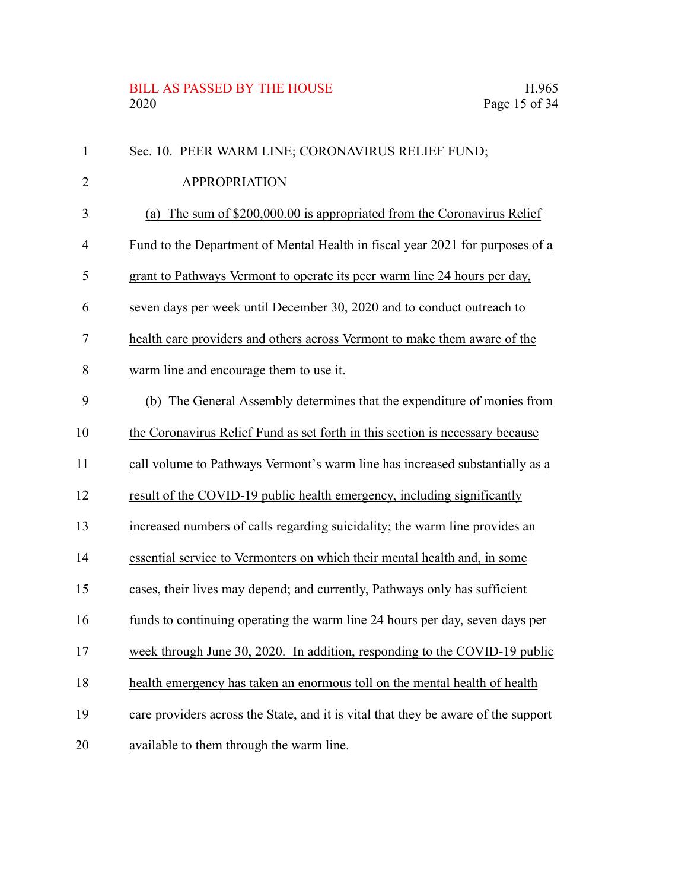Sec. 10. PEER WARM LINE; CORONAVIRUS RELIEF FUND; APPROPRIATION

(a) The sum of $200,000.00 is appropriated from the Coronavirus Relief Fund to the Department of Mental Health in fiscal year 2021 for purposes of a grant to Pathways Vermont to operate its peer warm line 24 hours per day, seven days per week until December 30, 2020 and to conduct outreach to health care providers and others across Vermont to make them aware of the warm line and encourage them to use it.

(b) The General Assembly determines that the expenditure of monies from the Coronavirus Relief Fund as set forth in this section is necessary because call volume to Pathways Vermont's warm line has increased substantially as a result of the COVID-19 public health emergency, including significantly increased numbers of calls regarding suicidality; the warm line provides an essential service to Vermonters on which their mental health and, in some cases, their lives may depend; and currently, Pathways only has sufficient funds to continuing operating the warm line 24 hours per day, seven days per week through June 30, 2020. In addition, responding to the COVID-19 public health emergency has taken an enormous toll on the mental health of health care providers across the State, and it is vital that they be aware of the support available to them through the warm line.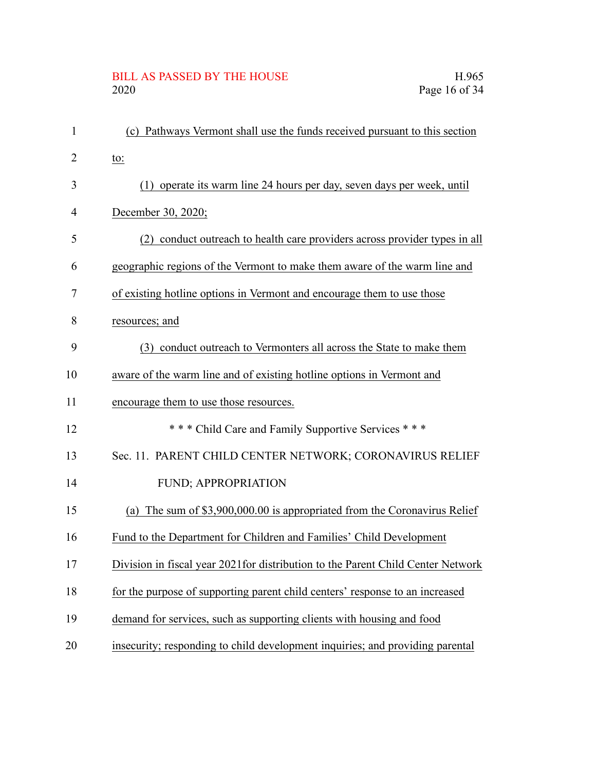(c) Pathways Vermont shall use the funds received pursuant to this section to:

(1) operate its warm line 24 hours per day, seven days per week, until December 30, 2020;

(2) conduct outreach to health care providers across provider types in all geographic regions of the Vermont to make them aware of the warm line and of existing hotline options in Vermont and encourage them to use those resources; and

(3) conduct outreach to Vermonters all across the State to make them aware of the warm line and of existing hotline options in Vermont and encourage them to use those resources.

\* \* \* Child Care and Family Supportive Services \* \* \*

Sec. 11. PARENT CHILD CENTER NETWORK; CORONAVIRUS RELIEF FUND; APPROPRIATION

(a) The sum of $3,900,000.00 is appropriated from the Coronavirus Relief Fund to the Department for Children and Families' Child Development Division in fiscal year 2021for distribution to the Parent Child Center Network for the purpose of supporting parent child centers' response to an increased demand for services, such as supporting clients with housing and food insecurity; responding to child development inquiries; and providing parental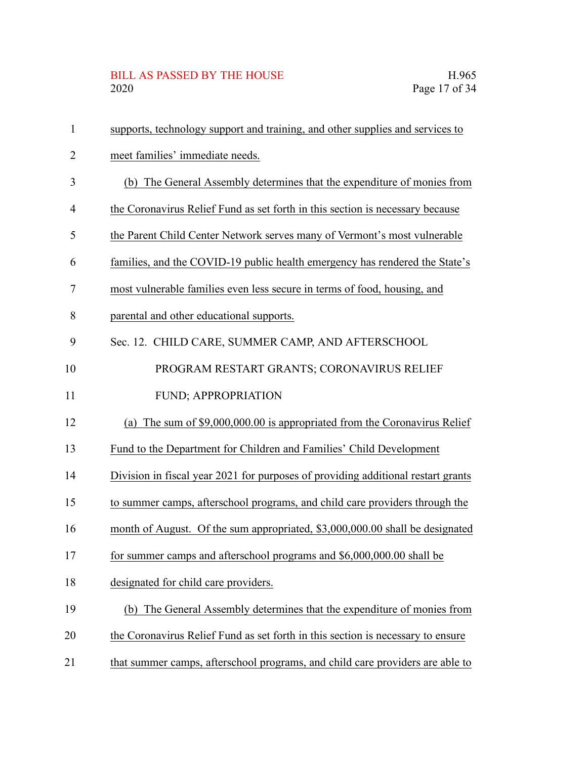supports, technology support and training, and other supplies and services to meet families' immediate needs.

(b) The General Assembly determines that the expenditure of monies from the Coronavirus Relief Fund as set forth in this section is necessary because the Parent Child Center Network serves many of Vermont's most vulnerable families, and the COVID-19 public health emergency has rendered the State's most vulnerable families even less secure in terms of food, housing, and parental and other educational supports.

Sec. 12. CHILD CARE, SUMMER CAMP, AND AFTERSCHOOL PROGRAM RESTART GRANTS; CORONAVIRUS RELIEF FUND; APPROPRIATION

(a) The sum of $9,000,000.00 is appropriated from the Coronavirus Relief Fund to the Department for Children and Families' Child Development Division in fiscal year 2021 for purposes of providing additional restart grants to summer camps, afterschool programs, and child care providers through the month of August. Of the sum appropriated, $3,000,000.00 shall be designated for summer camps and afterschool programs and $6,000,000.00 shall be designated for child care providers.

(b) The General Assembly determines that the expenditure of monies from the Coronavirus Relief Fund as set forth in this section is necessary to ensure that summer camps, afterschool programs, and child care providers are able to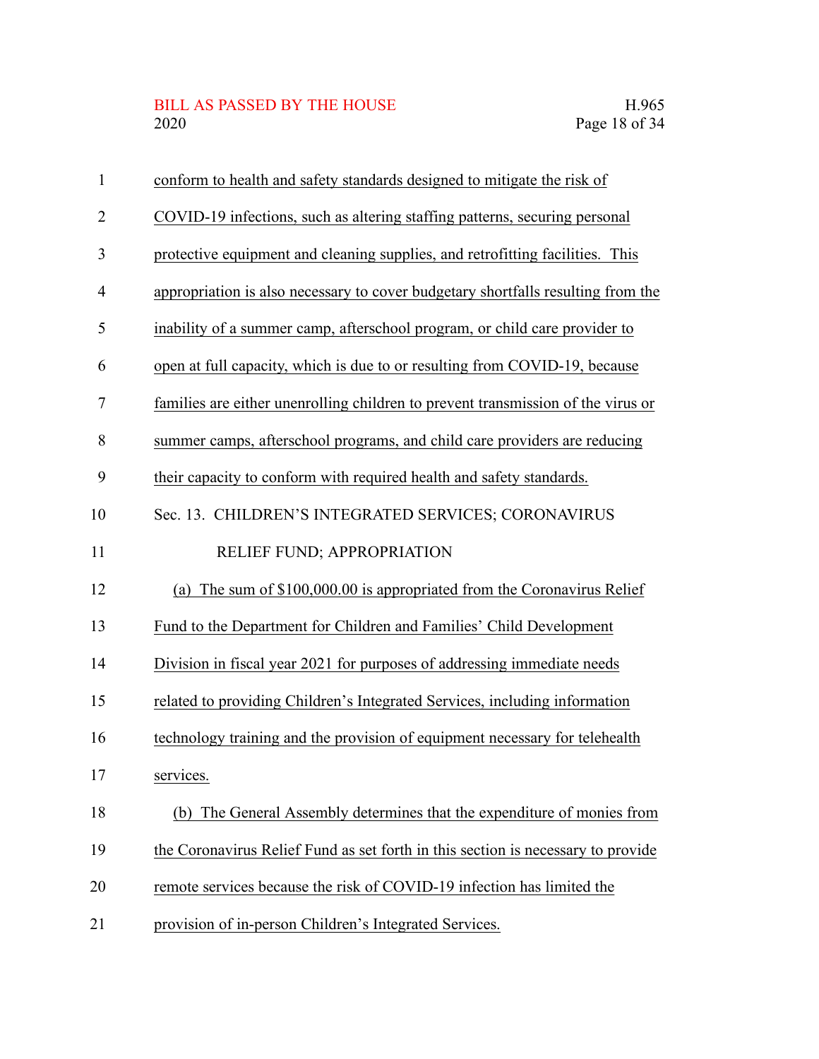conform to health and safety standards designed to mitigate the risk of COVID-19 infections, such as altering staffing patterns, securing personal protective equipment and cleaning supplies, and retrofitting facilities. This appropriation is also necessary to cover budgetary shortfalls resulting from the inability of a summer camp, afterschool program, or child care provider to open at full capacity, which is due to or resulting from COVID-19, because families are either unenrolling children to prevent transmission of the virus or summer camps, afterschool programs, and child care providers are reducing their capacity to conform with required health and safety standards.

Sec. 13. CHILDREN'S INTEGRATED SERVICES; CORONAVIRUS RELIEF FUND; APPROPRIATION

(a) The sum of $100,000.00 is appropriated from the Coronavirus Relief Fund to the Department for Children and Families' Child Development Division in fiscal year 2021 for purposes of addressing immediate needs related to providing Children's Integrated Services, including information technology training and the provision of equipment necessary for telehealth services.

(b) The General Assembly determines that the expenditure of monies from the Coronavirus Relief Fund as set forth in this section is necessary to provide remote services because the risk of COVID-19 infection has limited the provision of in-person Children's Integrated Services.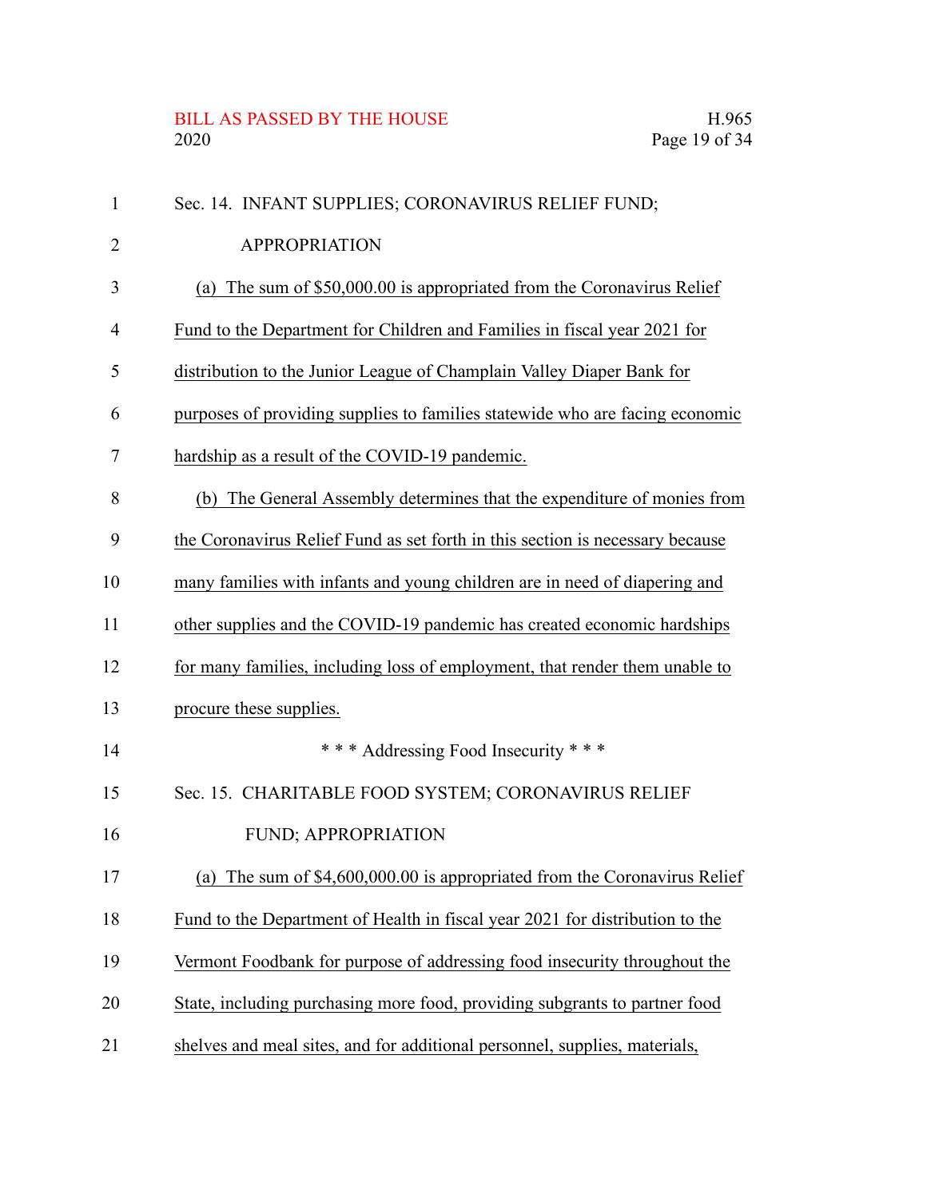Sec. 14. INFAINT SUPPLIES; CORONAVIRUS RELIEF FUND; APPROPRIATION

(a) The sum of $50,000.00 is appropriated from the Coronavirus Relief Fund to the Department for Children and Families in fiscal year 2021 for distribution to the Junior League of Champlain Valley Diaper Bank for purposes of providing supplies to families statewide who are facing economic hardship as a result of the COVID-19 pandemic.

(b) The General Assembly determines that the expenditure of monies from the Coronavirus Relief Fund as set forth in this section is necessary because many families with infants and young children are in need of diapering and other supplies and the COVID-19 pandemic has created economic hardships for many families, including loss of employment, that render them unable to procure these supplies.

\* \* \* Addressing Food Insecurity \* \* \*

Sec. 15. CHARITABLE FOOD SYSTEM; CORONAVIRUS RELIEF FUND; APPROPRIATION

(a) The sum of $4,600,000.00 is appropriated from the Coronavirus Relief Fund to the Department of Health in fiscal year 2021 for distribution to the Vermont Foodbank for purpose of addressing food insecurity throughout the State, including purchasing more food, providing subgrants to partner food shelves and meal sites, and for additional personnel, supplies, materials,

Sec. 14. INFANT SUPPLIES; CORONAVIRUS RELIEF FUND; APPROPRIATION

(a) The sum of $50,000.00 is appropriated from the Coronavirus Relief Fund to the Department for Children and Families in fiscal year 2021 for distribution to the Junior League of Champlain Valley Diaper Bank for purposes of providing supplies to families statewide who are facing economic hardship as a result of the COVID-19 pandemic.

(b) The General Assembly determines that the expenditure of monies from the Coronavirus Relief Fund as set forth in this section is necessary because many families with infants and young children are in need of diapering and other supplies and the COVID-19 pandemic has created economic hardships for many families, including loss of employment, that render them unable to procure these supplies.

* * * Addressing Food Insecurity * * *

Sec. 15. CHARITABLE FOOD SYSTEM; CORONAVIRUS RELIEF FUND; APPROPRIATION

(a) The sum of $4,600,000.00 is appropriated from the Coronavirus Relief Fund to the Department of Health in fiscal year 2021 for distribution to the Vermont Foodbank for purpose of addressing food insecurity throughout the State, including purchasing more food, providing subgrants to partner food shelves and meal sites, and for additional personnel, supplies, materials,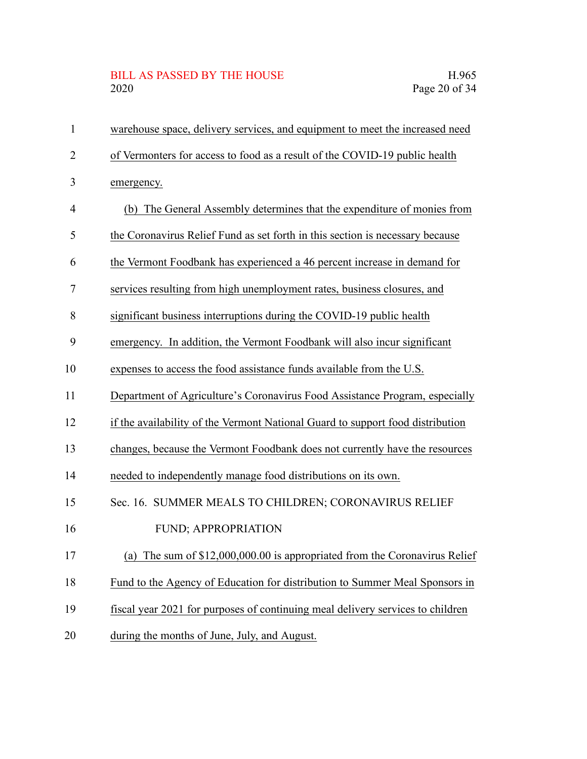warehouse space, delivery services, and equipment to meet the increased need of Vermonters for access to food as a result of the COVID-19 public health emergency.

(b) The General Assembly determines that the expenditure of monies from the Coronavirus Relief Fund as set forth in this section is necessary because the Vermont Foodbank has experienced a 46 percent increase in demand for services resulting from high unemployment rates, business closures, and significant business interruptions during the COVID-19 public health emergency. In addition, the Vermont Foodbank will also incur significant expenses to access the food assistance funds available from the U.S. Department of Agriculture's Coronavirus Food Assistance Program, especially if the availability of the Vermont National Guard to support food distribution changes, because the Vermont Foodbank does not currently have the resources needed to independently manage food distributions on its own.

Sec. 16. SUMMER MEALS TO CHILDREN; CORONAVIRUS RELIEF FUND; APPROPRIATION

(a) The sum of $12,000,000.00 is appropriated from the Coronavirus Relief Fund to the Agency of Education for distribution to Summer Meal Sponsors in fiscal year 2021 for purposes of continuing meal delivery services to children during the months of June, July, and August.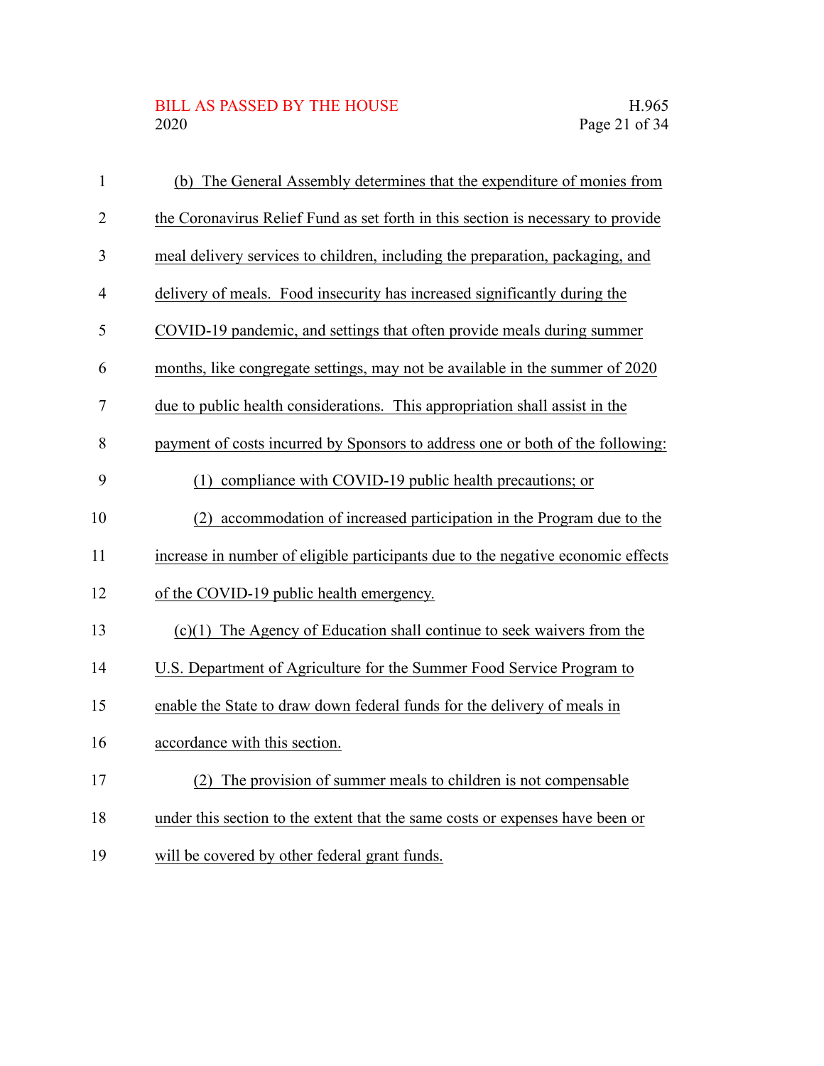(b) The General Assembly determines that the expenditure of monies from the Coronavirus Relief Fund as set forth in this section is necessary to provide meal delivery services to children, including the preparation, packaging, and delivery of meals. Food insecurity has increased significantly during the COVID-19 pandemic, and settings that often provide meals during summer months, like congregate settings, may not be available in the summer of 2020 due to public health considerations. This appropriation shall assist in the payment of costs incurred by Sponsors to address one or both of the following:

(1) compliance with COVID-19 public health precautions; or

(2) accommodation of increased participation in the Program due to the increase in number of eligible participants due to the negative economic effects of the COVID-19 public health emergency.

(c)(1) The Agency of Education shall continue to seek waivers from the U.S. Department of Agriculture for the Summer Food Service Program to enable the State to draw down federal funds for the delivery of meals in accordance with this section.

(2) The provision of summer meals to children is not compensable under this section to the extent that the same costs or expenses have been or will be covered by other federal grant funds.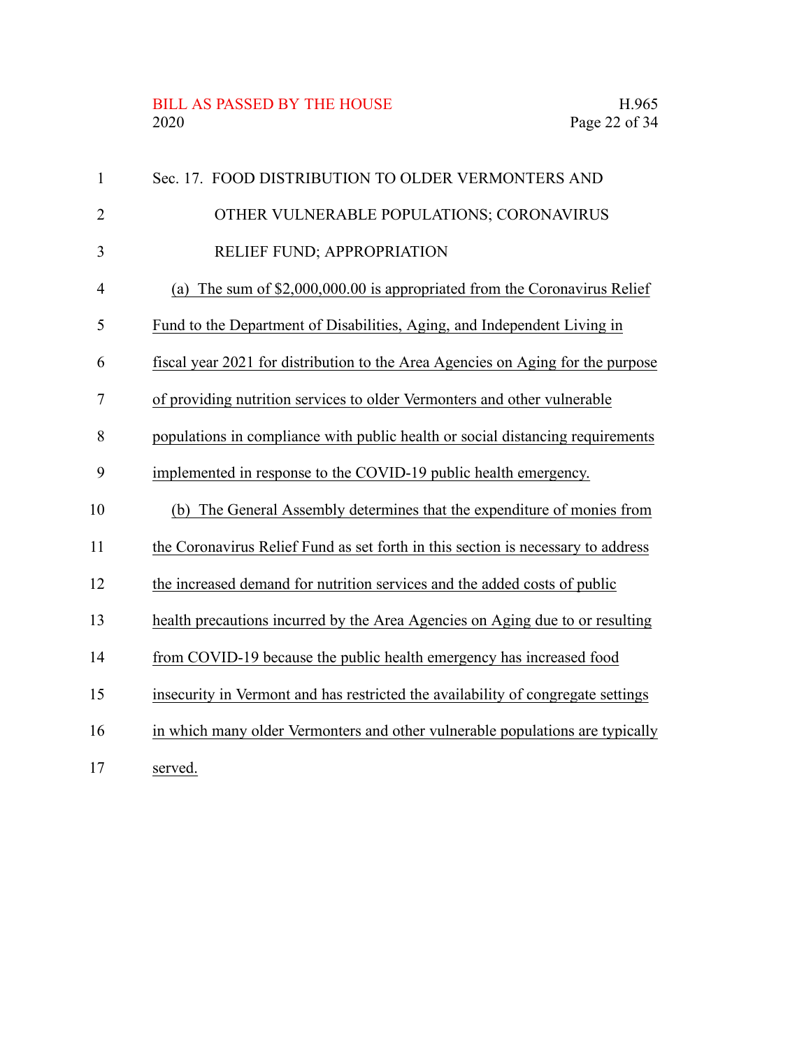Sec. 17. FOOD DISTRIBUTION TO OLDER VERMONTERS AND OTHER VULNERABLE POPULATIONS; CORONAVIRUS RELIEF FUND; APPROPRIATION

(a) The sum of $2,000,000.00 is appropriated from the Coronavirus Relief Fund to the Department of Disabilities, Aging, and Independent Living in fiscal year 2021 for distribution to the Area Agencies on Aging for the purpose of providing nutrition services to older Vermonters and other vulnerable populations in compliance with public health or social distancing requirements implemented in response to the COVID-19 public health emergency.

(b) The General Assembly determines that the expenditure of monies from the Coronavirus Relief Fund as set forth in this section is necessary to address the increased demand for nutrition services and the added costs of public health precautions incurred by the Area Agencies on Aging due to or resulting from COVID-19 because the public health emergency has increased food insecurity in Vermont and has restricted the availability of congregate settings in which many older Vermonters and other vulnerable populations are typically served.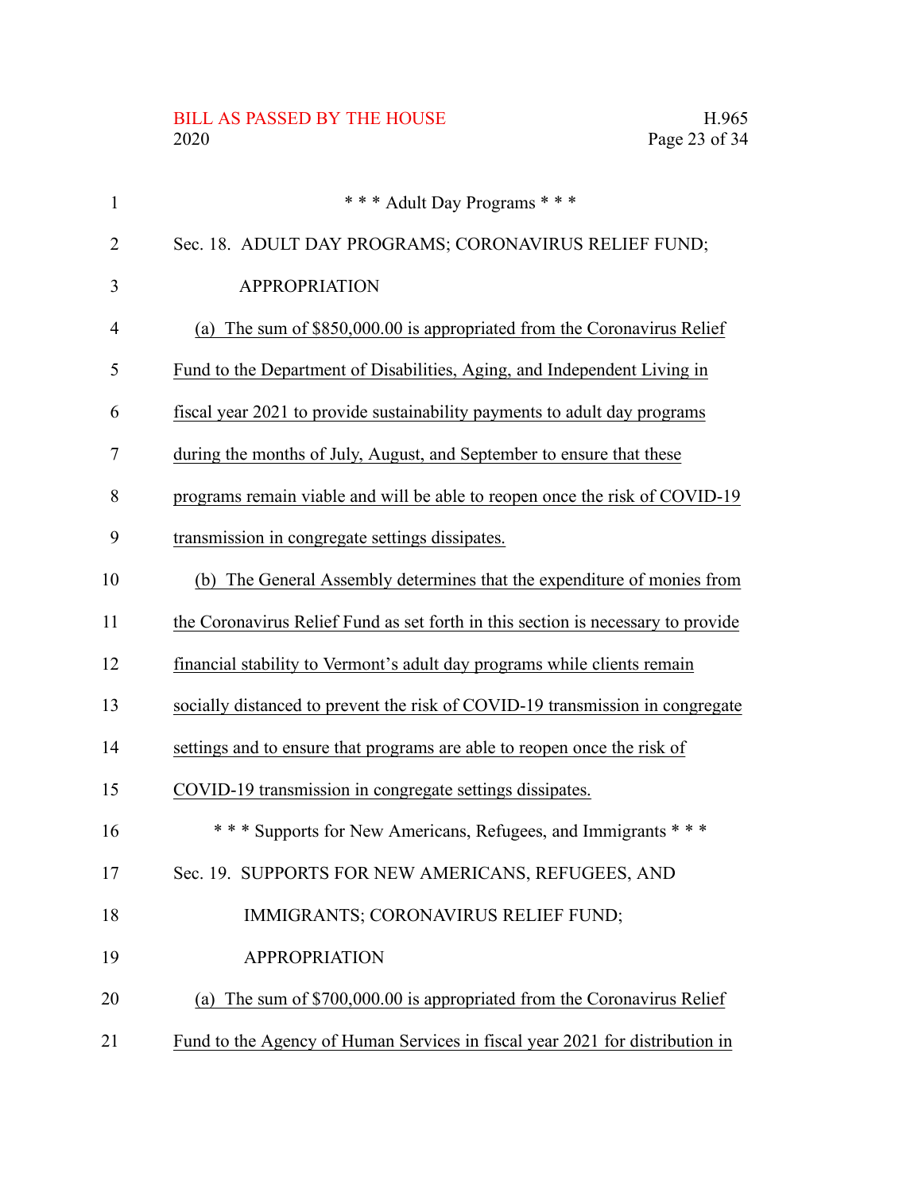\* \* \* Adult Day Programs \* \* \*

Sec. 18. ADULT DAY PROGRAMS; CORONAVIRUS RELIEF FUND; APPROPRIATION

(a) The sum of $850,000.00 is appropriated from the Coronavirus Relief Fund to the Department of Disabilities, Aging, and Independent Living in fiscal year 2021 to provide sustainability payments to adult day programs during the months of July, August, and September to ensure that these programs remain viable and will be able to reopen once the risk of COVID-19 transmission in congregate settings dissipates.

(b) The General Assembly determines that the expenditure of monies from the Coronavirus Relief Fund as set forth in this section is necessary to provide financial stability to Vermont's adult day programs while clients remain socially distanced to prevent the risk of COVID-19 transmission in congregate settings and to ensure that programs are able to reopen once the risk of COVID-19 transmission in congregate settings dissipates.

\* \* \* Supports for New Americans, Refugees, and Immigrants \* \* \*

Sec. 19. SUPPORTS FOR NEW AMERICANS, REFUGEES, AND IMMIGRANTS; CORONAVIRUS RELIEF FUND; APPROPRIATION

(a) The sum of $700,000.00 is appropriated from the Coronavirus Relief Fund to the Agency of Human Services in fiscal year 2021 for distribution in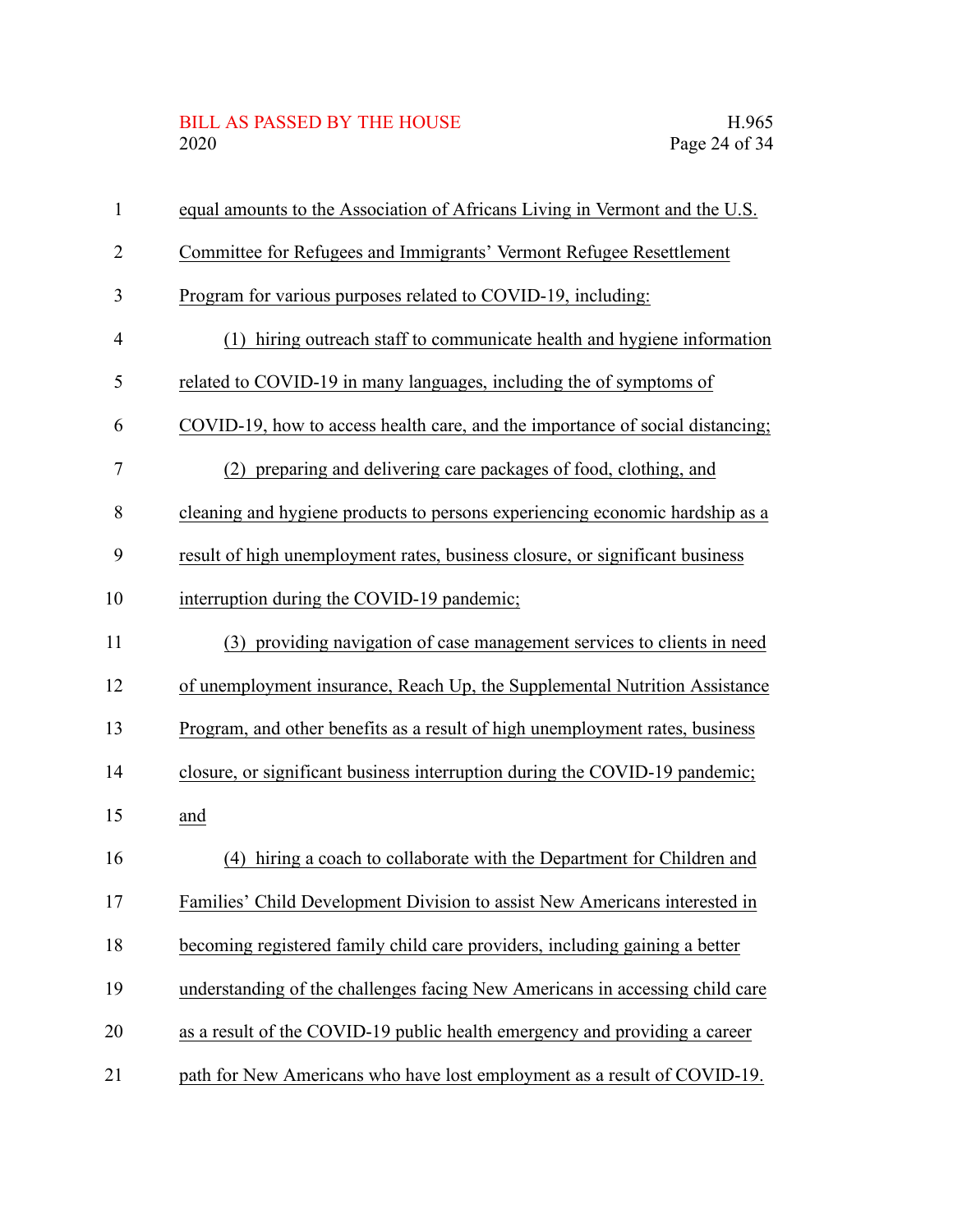equal amounts to the Association of Africans Living in Vermont and the U.S. Committee for Refugees and Immigrants' Vermont Refugee Resettlement Program for various purposes related to COVID-19, including:

(1) hiring outreach staff to communicate health and hygiene information related to COVID-19 in many languages, including the of symptoms of COVID-19, how to access health care, and the importance of social distancing;

(2) preparing and delivering care packages of food, clothing, and cleaning and hygiene products to persons experiencing economic hardship as a result of high unemployment rates, business closure, or significant business interruption during the COVID-19 pandemic;

(3) providing navigation of case management services to clients in need of unemployment insurance, Reach Up, the Supplemental Nutrition Assistance Program, and other benefits as a result of high unemployment rates, business closure, or significant business interruption during the COVID-19 pandemic; and

(4) hiring a coach to collaborate with the Department for Children and Families' Child Development Division to assist New Americans interested in becoming registered family child care providers, including gaining a better understanding of the challenges facing New Americans in accessing child care as a result of the COVID-19 public health emergency and providing a career path for New Americans who have lost employment as a result of COVID-19.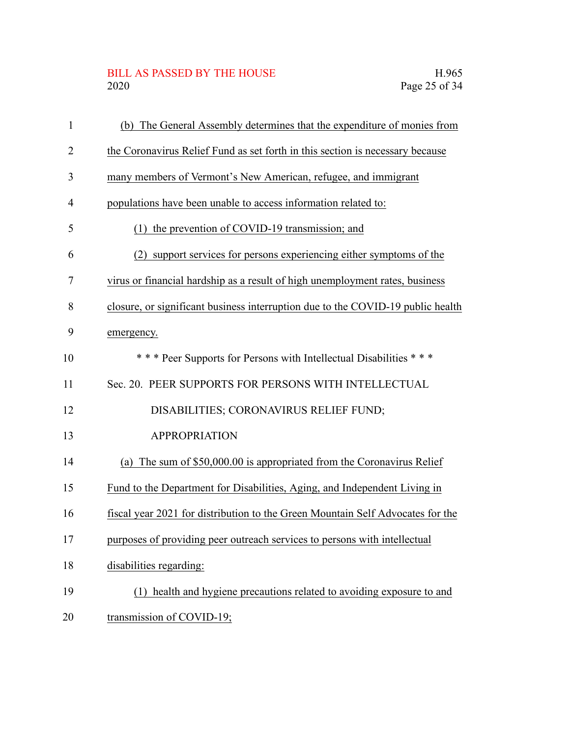(b) The General Assembly determines that the expenditure of monies from the Coronavirus Relief Fund as set forth in this section is necessary because many members of Vermont's New American, refugee, and immigrant populations have been unable to access information related to:

(1) the prevention of COVID-19 transmission; and

(2) support services for persons experiencing either symptoms of the virus or financial hardship as a result of high unemployment rates, business closure, or significant business interruption due to the COVID-19 public health emergency.

\* \* \* Peer Supports for Persons with Intellectual Disabilities \* \* \*

Sec. 20. PEER SUPPORTS FOR PERSONS WITH INTELLECTUAL DISABILITIES; CORONAVIRUS RELIEF FUND; APPROPRIATION

(a) The sum of $50,000.00 is appropriated from the Coronavirus Relief Fund to the Department for Disabilities, Aging, and Independent Living in fiscal year 2021 for distribution to the Green Mountain Self Advocates for the purposes of providing peer outreach services to persons with intellectual disabilities regarding:

(1) health and hygiene precautions related to avoiding exposure to and transmission of COVID-19;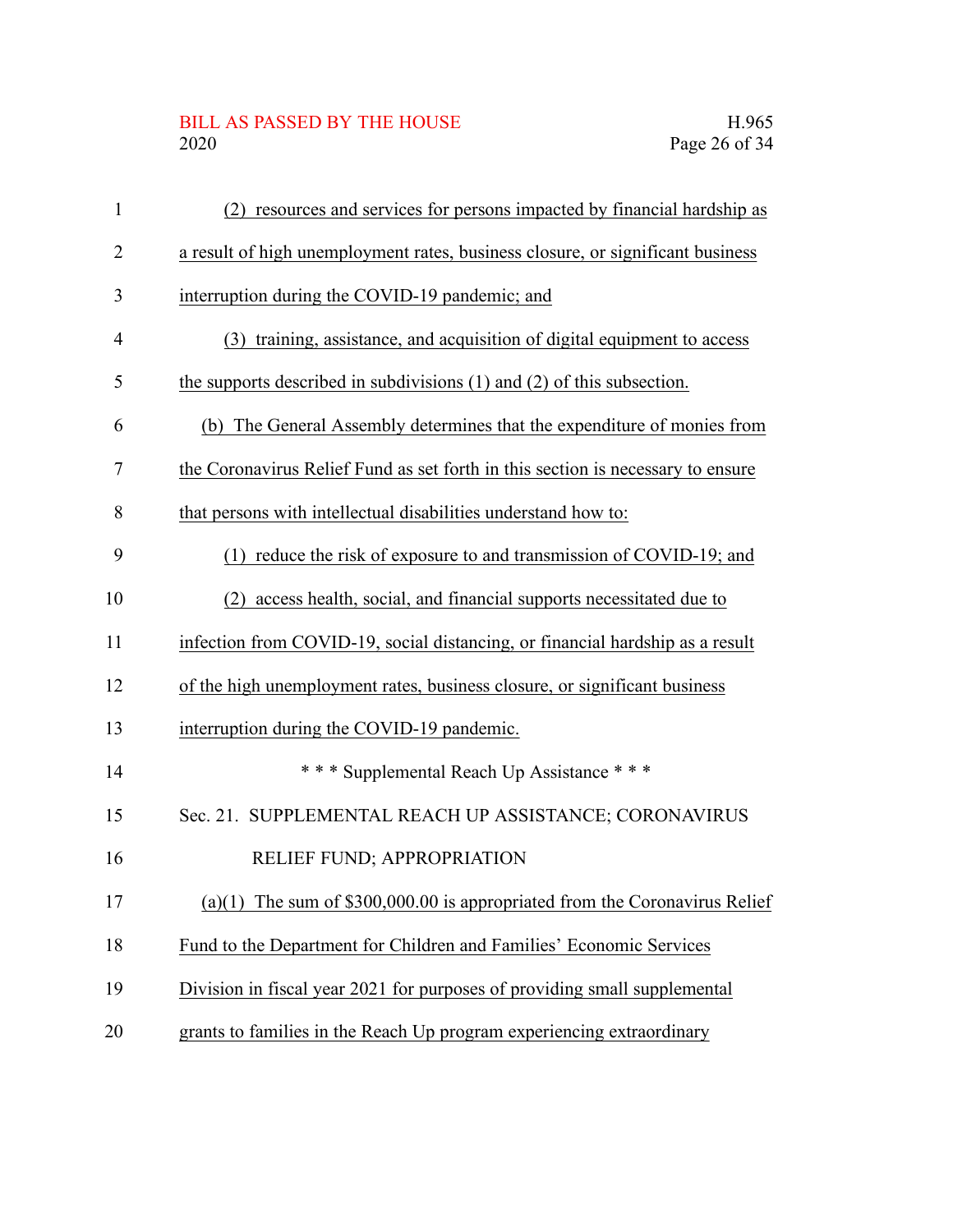(2) resources and services for persons impacted by financial hardship as a result of high unemployment rates, business closure, or significant business interruption during the COVID-19 pandemic; and

(3) training, assistance, and acquisition of digital equipment to access the supports described in subdivisions (1) and (2) of this subsection.

(b) The General Assembly determines that the expenditure of monies from the Coronavirus Relief Fund as set forth in this section is necessary to ensure that persons with intellectual disabilities understand how to:

(1) reduce the risk of exposure to and transmission of COVID-19; and

(2) access health, social, and financial supports necessitated due to infection from COVID-19, social distancing, or financial hardship as a result of the high unemployment rates, business closure, or significant business interruption during the COVID-19 pandemic.

\* \* \* Supplemental Reach Up Assistance \* \* \*

Sec. 21. SUPPLEMENTAL REACH UP ASSISTANCE; CORONAVIRUS RELIEF FUND; APPROPRIATION

(a)(1) The sum of $300,000.00 is appropriated from the Coronavirus Relief Fund to the Department for Children and Families' Economic Services Division in fiscal year 2021 for purposes of providing small supplemental grants to families in the Reach Up program experiencing extraordinary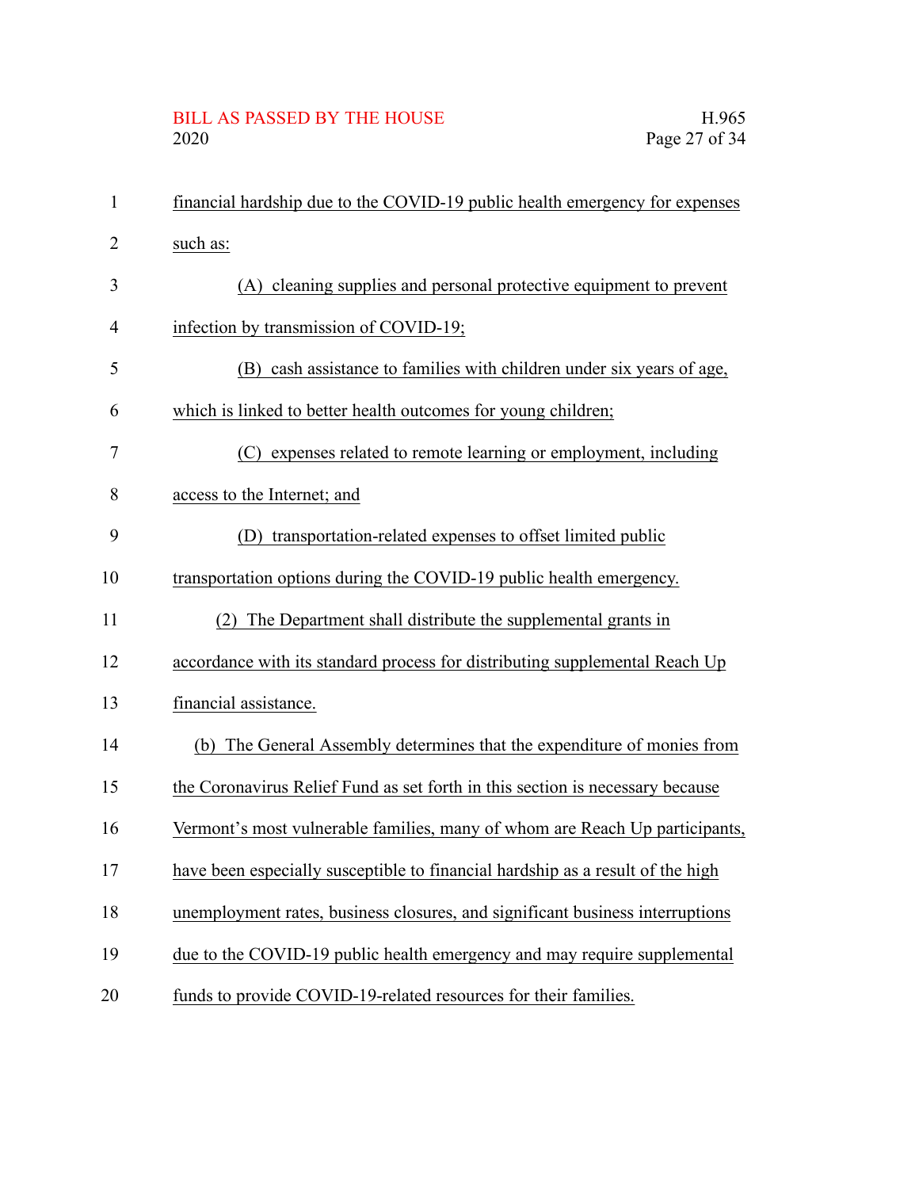financial hardship due to the COVID-19 public health emergency for expenses such as:

(A) cleaning supplies and personal protective equipment to prevent infection by transmission of COVID-19;

(B) cash assistance to families with children under six years of age, which is linked to better health outcomes for young children;

(C) expenses related to remote learning or employment, including access to the Internet; and

(D) transportation-related expenses to offset limited public transportation options during the COVID-19 public health emergency.

(2) The Department shall distribute the supplemental grants in accordance with its standard process for distributing supplemental Reach Up financial assistance.

(b) The General Assembly determines that the expenditure of monies from the Coronavirus Relief Fund as set forth in this section is necessary because Vermont's most vulnerable families, many of whom are Reach Up participants, have been especially susceptible to financial hardship as a result of the high unemployment rates, business closures, and significant business interruptions due to the COVID-19 public health emergency and may require supplemental funds to provide COVID-19-related resources for their families.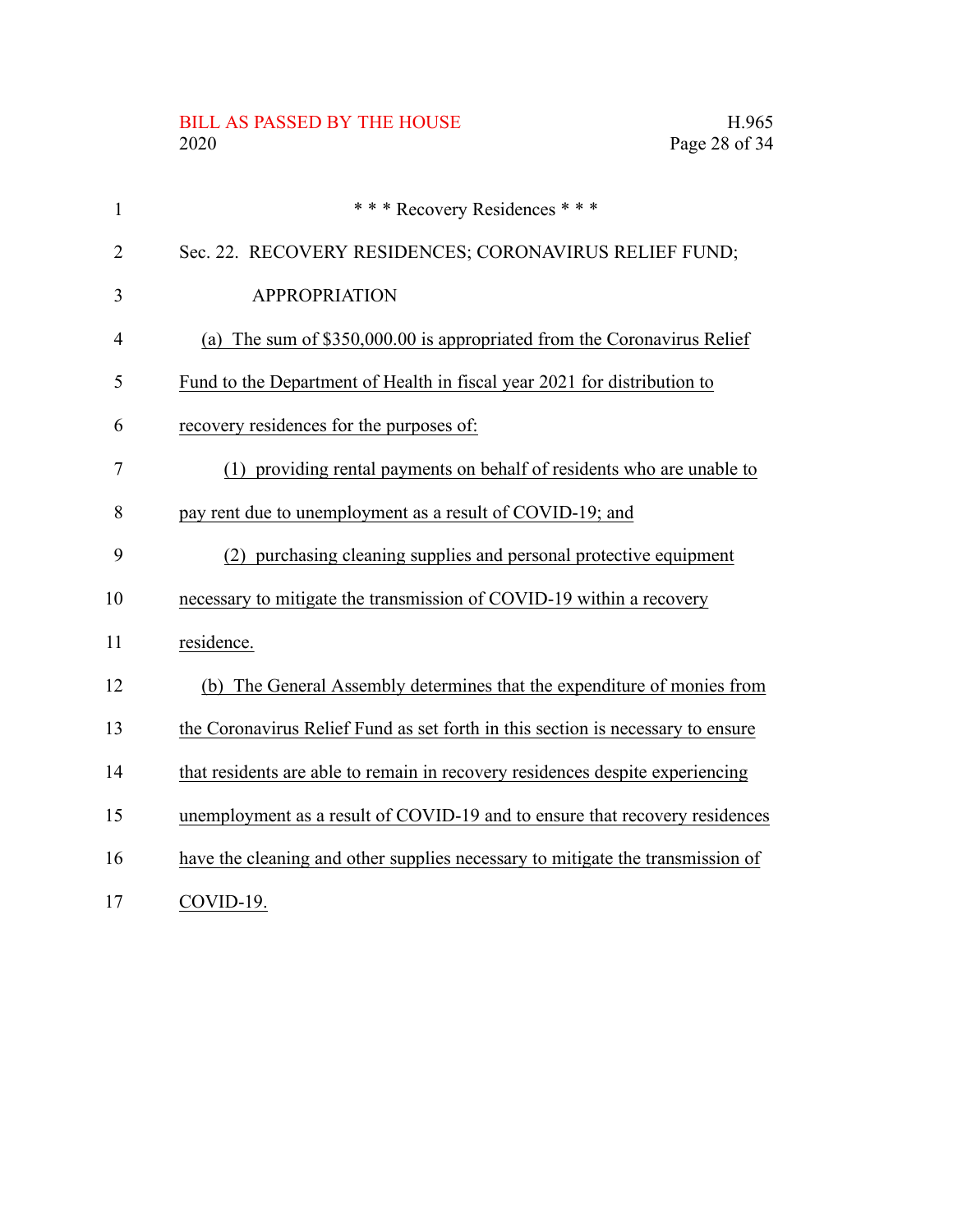\* \* \* Recovery Residences \* \* \*

Sec. 22. RECOVERY RESIDENCES; CORONAVIRUS RELIEF FUND; APPROPRIATION

(a) The sum of $350,000.00 is appropriated from the Coronavirus Relief Fund to the Department of Health in fiscal year 2021 for distribution to recovery residences for the purposes of:

(1) providing rental payments on behalf of residents who are unable to pay rent due to unemployment as a result of COVID-19; and

(2) purchasing cleaning supplies and personal protective equipment necessary to mitigate the transmission of COVID-19 within a recovery residence.

(b) The General Assembly determines that the expenditure of monies from the Coronavirus Relief Fund as set forth in this section is necessary to ensure that residents are able to remain in recovery residences despite experiencing unemployment as a result of COVID-19 and to ensure that recovery residences have the cleaning and other supplies necessary to mitigate the transmission of COVID-19.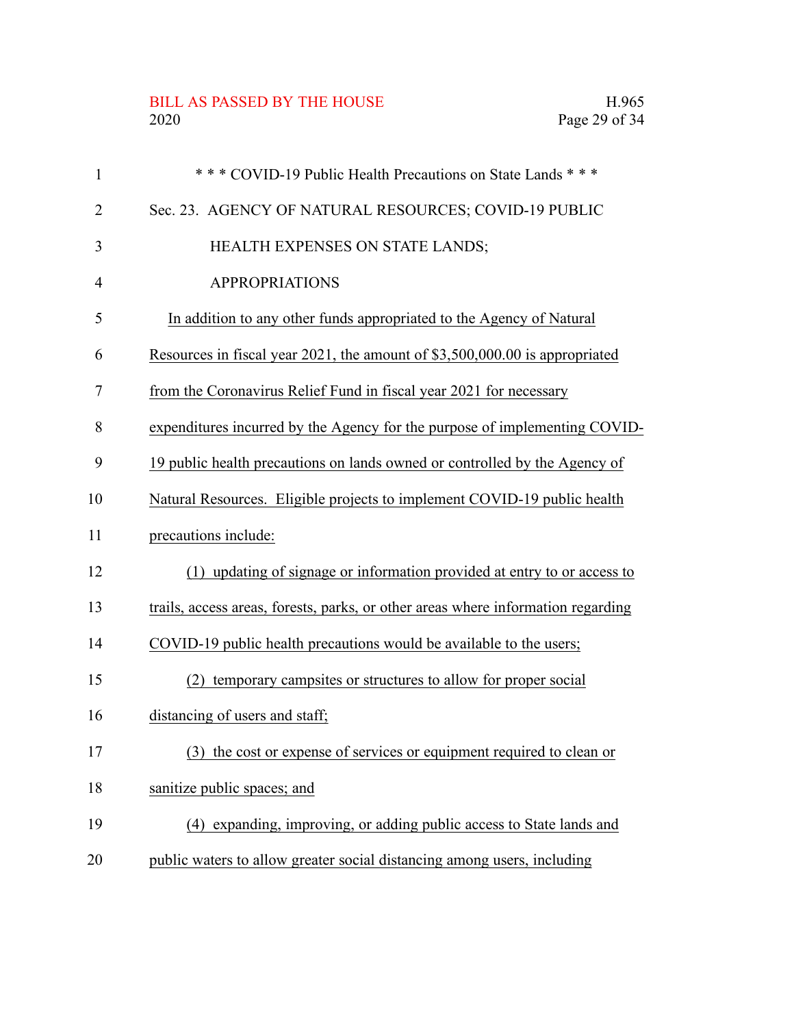\* \* \* COVID-19 Public Health Precautions on State Lands \* \* \*

Sec. 23. AGENCY OF NATURAL RESOURCES; COVID-19 PUBLIC HEALTH EXPENSES ON STATE LANDS; APPROPRIATIONS

In addition to any other funds appropriated to the Agency of Natural Resources in fiscal year 2021, the amount of $3,500,000.00 is appropriated from the Coronavirus Relief Fund in fiscal year 2021 for necessary expenditures incurred by the Agency for the purpose of implementing COVID-19 public health precautions on lands owned or controlled by the Agency of Natural Resources. Eligible projects to implement COVID-19 public health precautions include:

(1) updating of signage or information provided at entry to or access to trails, access areas, forests, parks, or other areas where information regarding COVID-19 public health precautions would be available to the users;

(2) temporary campsites or structures to allow for proper social distancing of users and staff;

(3) the cost or expense of services or equipment required to clean or sanitize public spaces; and

(4) expanding, improving, or adding public access to State lands and public waters to allow greater social distancing among users, including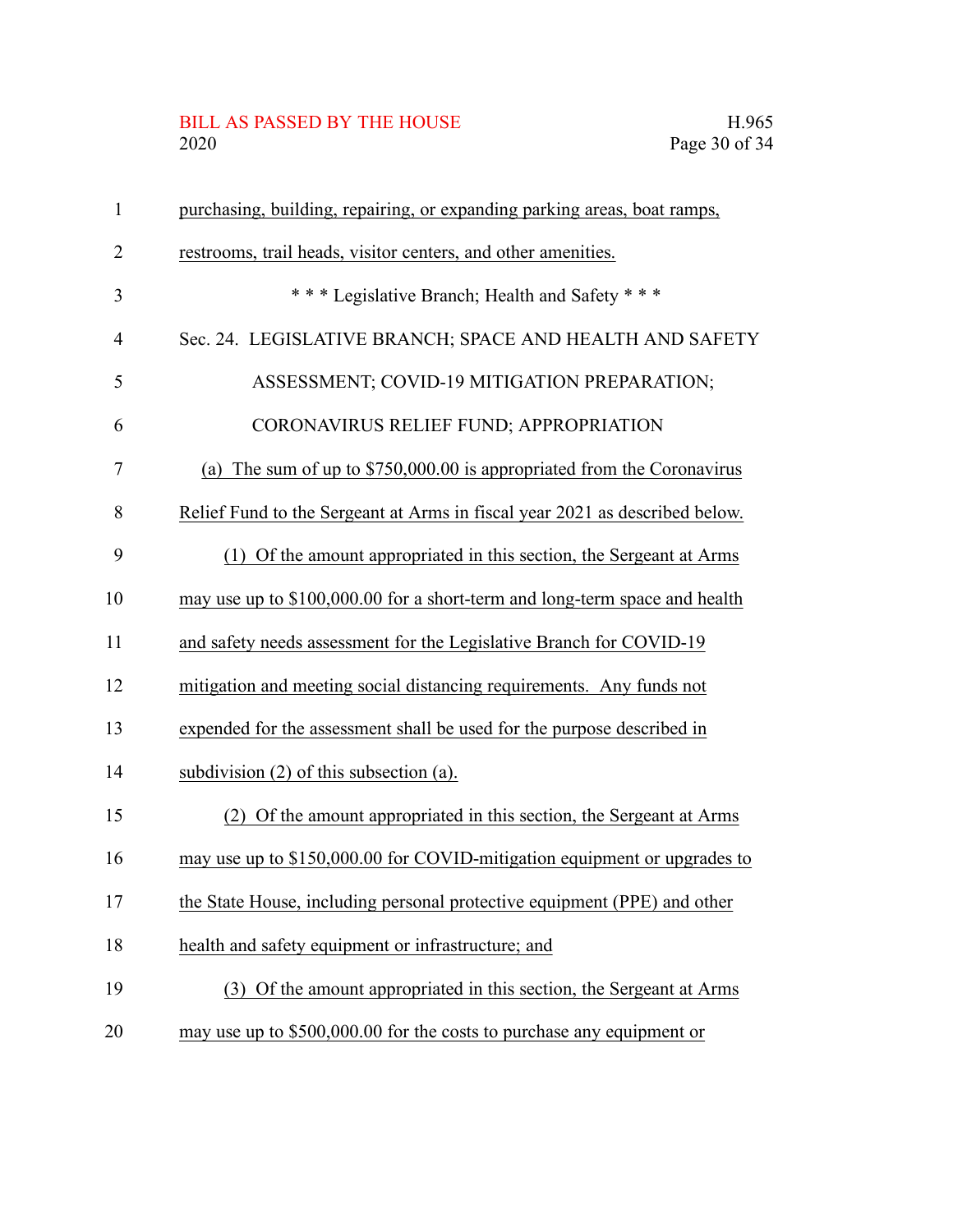purchasing, building, repairing, or expanding parking areas, boat ramps, restrooms, trail heads, visitor centers, and other amenities.

\* \* \* Legislative Branch; Health and Safety \* \* \*

Sec. 24. LEGISLATIVE BRANCH; SPACE AND HEALTH AND SAFETY ASSESSMENT; COVID-19 MITIGATION PREPARATION; CORONAVIRUS RELIEF FUND; APPROPRIATION

(a) The sum of up to $750,000.00 is appropriated from the Coronavirus Relief Fund to the Sergeant at Arms in fiscal year 2021 as described below.

(1) Of the amount appropriated in this section, the Sergeant at Arms may use up to $100,000.00 for a short-term and long-term space and health and safety needs assessment for the Legislative Branch for COVID-19 mitigation and meeting social distancing requirements. Any funds not expended for the assessment shall be used for the purpose described in subdivision (2) of this subsection (a).

(2) Of the amount appropriated in this section, the Sergeant at Arms may use up to $150,000.00 for COVID-mitigation equipment or upgrades to the State House, including personal protective equipment (PPE) and other health and safety equipment or infrastructure; and

(3) Of the amount appropriated in this section, the Sergeant at Arms may use up to $500,000.00 for the costs to purchase any equipment or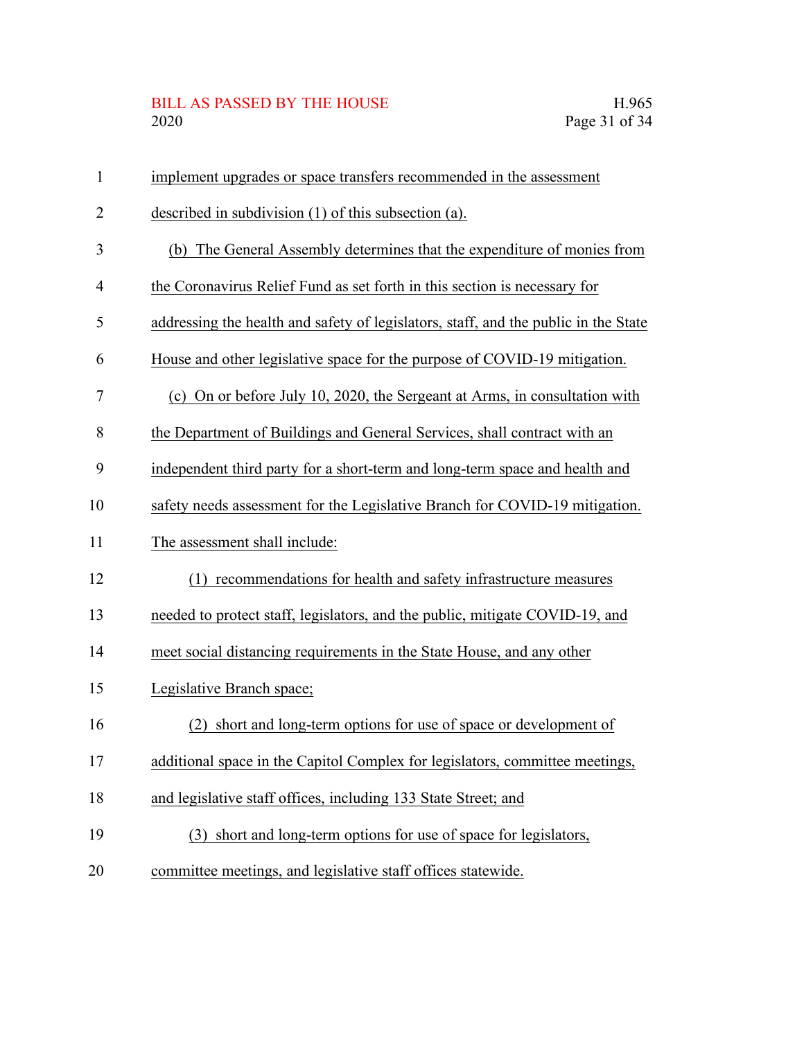implement upgrades or space transfers recommended in the assessment described in subdivision (1) of this subsection (a).

(b) The General Assembly determines that the expenditure of monies from the Coronavirus Relief Fund as set forth in this section is necessary for addressing the health and safety of legislators, staff, and the public in the State House and other legislative space for the purpose of COVID-19 mitigation.

(c) On or before July 10, 2020, the Sergeant at Arms, in consultation with the Department of Buildings and General Services, shall contract with an independent third party for a short-term and long-term space and health and safety needs assessment for the Legislative Branch for COVID-19 mitigation. The assessment shall include:

(1) recommendations for health and safety infrastructure measures needed to protect staff, legislators, and the public, mitigate COVID-19, and meet social distancing requirements in the State House, and any other Legislative Branch space;

(2) short and long-term options for use of space or development of additional space in the Capitol Complex for legislators, committee meetings, and legislative staff offices, including 133 State Street; and

(3) short and long-term options for use of space for legislators, committee meetings, and legislative staff offices statewide.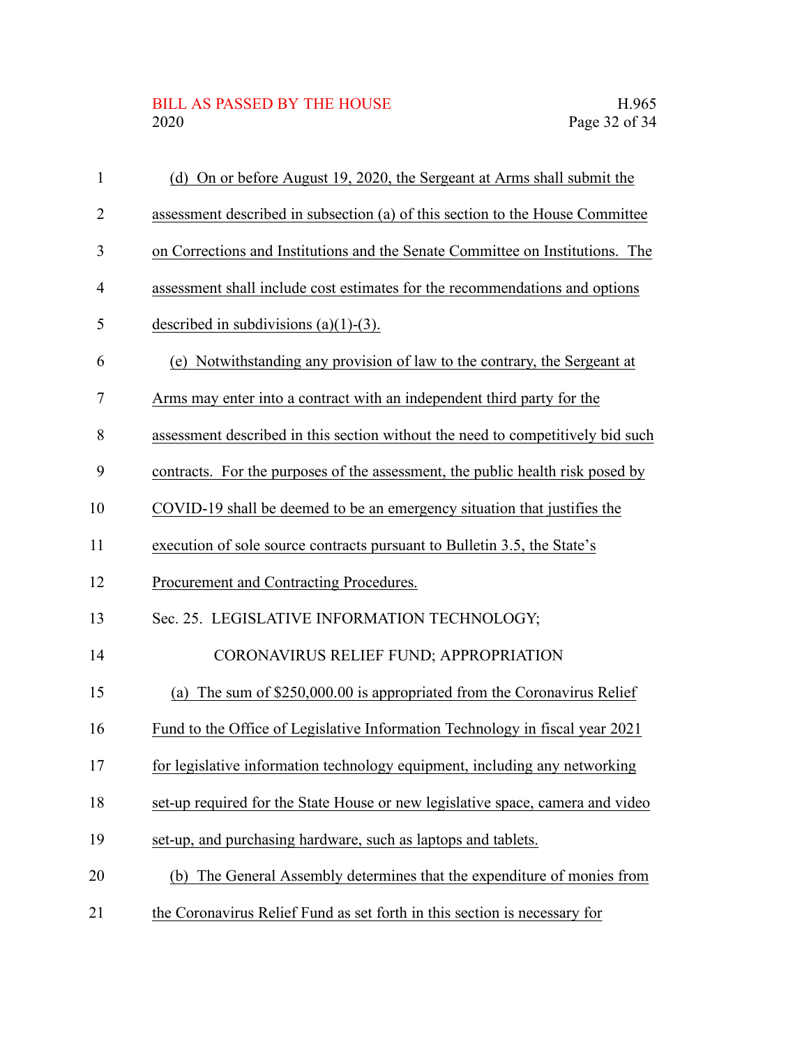(d) On or before August 19, 2020, the Sergeant at Arms shall submit the assessment described in subsection (a) of this section to the House Committee on Corrections and Institutions and the Senate Committee on Institutions. The assessment shall include cost estimates for the recommendations and options described in subdivisions (a)(1)-(3).

(e) Notwithstanding any provision of law to the contrary, the Sergeant at Arms may enter into a contract with an independent third party for the assessment described in this section without the need to competitively bid such contracts. For the purposes of the assessment, the public health risk posed by COVID-19 shall be deemed to be an emergency situation that justifies the execution of sole source contracts pursuant to Bulletin 3.5, the State's Procurement and Contracting Procedures.

Sec. 25. LEGISLATIVE INFORMATION TECHNOLOGY; CORONAVIRUS RELIEF FUND; APPROPRIATION

(a) The sum of $250,000.00 is appropriated from the Coronavirus Relief Fund to the Office of Legislative Information Technology in fiscal year 2021 for legislative information technology equipment, including any networking set-up required for the State House or new legislative space, camera and video set-up, and purchasing hardware, such as laptops and tablets.

(b) The General Assembly determines that the expenditure of monies from the Coronavirus Relief Fund as set forth in this section is necessary for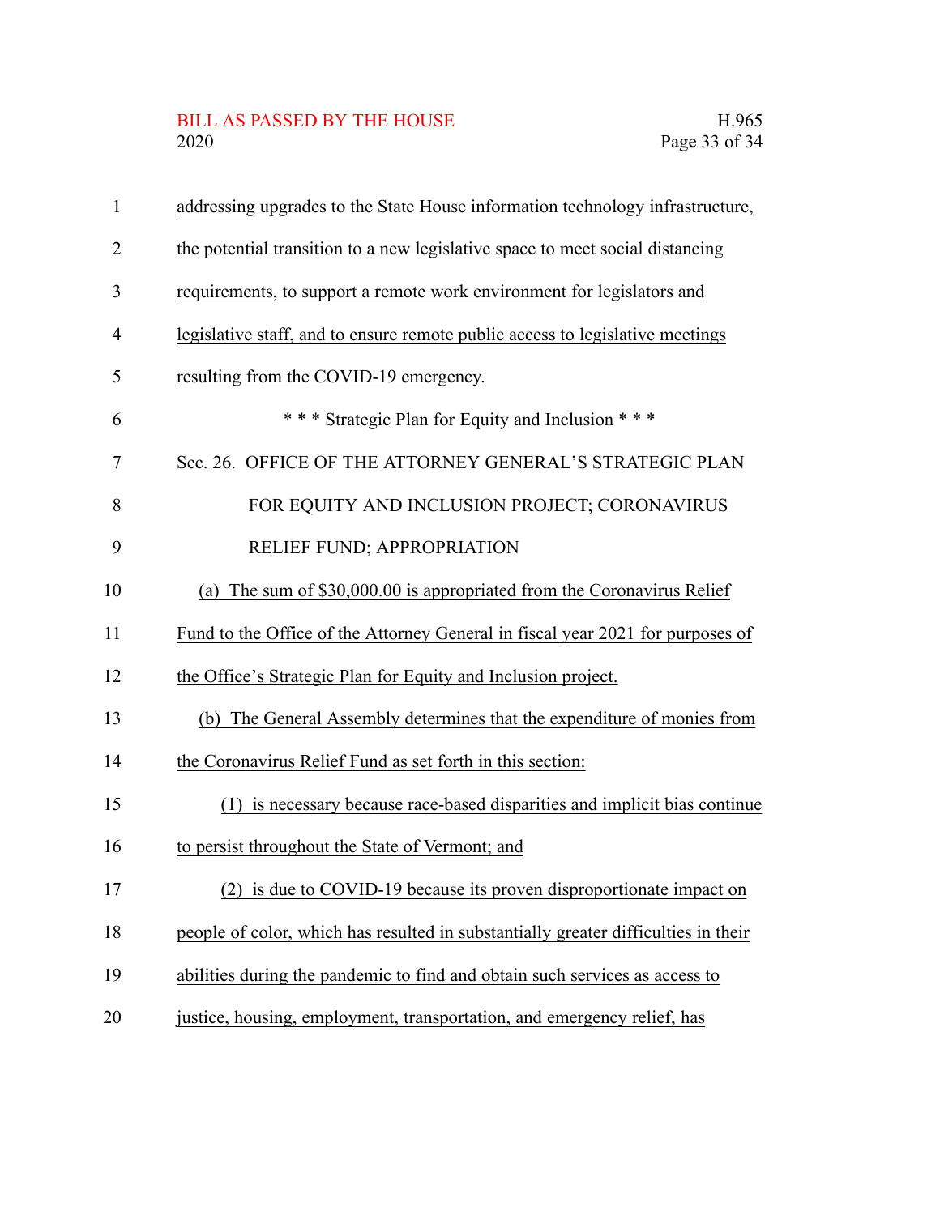addressing upgrades to the State House information technology infrastructure, the potential transition to a new legislative space to meet social distancing requirements, to support a remote work environment for legislators and legislative staff, and to ensure remote public access to legislative meetings resulting from the COVID-19 emergency.

\* \* \* Strategic Plan for Equity and Inclusion \* \* \*

Sec. 26. OFFICE OF THE ATTORNEY GENERAL'S STRATEGIC PLAN FOR EQUITY AND INCLUSION PROJECT; CORONAVIRUS RELIEF FUND; APPROPRIATION

(a) The sum of $30,000.00 is appropriated from the Coronavirus Relief Fund to the Office of the Attorney General in fiscal year 2021 for purposes of the Office's Strategic Plan for Equity and Inclusion project.

(b) The General Assembly determines that the expenditure of monies from the Coronavirus Relief Fund as set forth in this section:

(1) is necessary because race-based disparities and implicit bias continue to persist throughout the State of Vermont; and

(2) is due to COVID-19 because its proven disproportionate impact on people of color, which has resulted in substantially greater difficulties in their abilities during the pandemic to find and obtain such services as access to justice, housing, employment, transportation, and emergency relief, has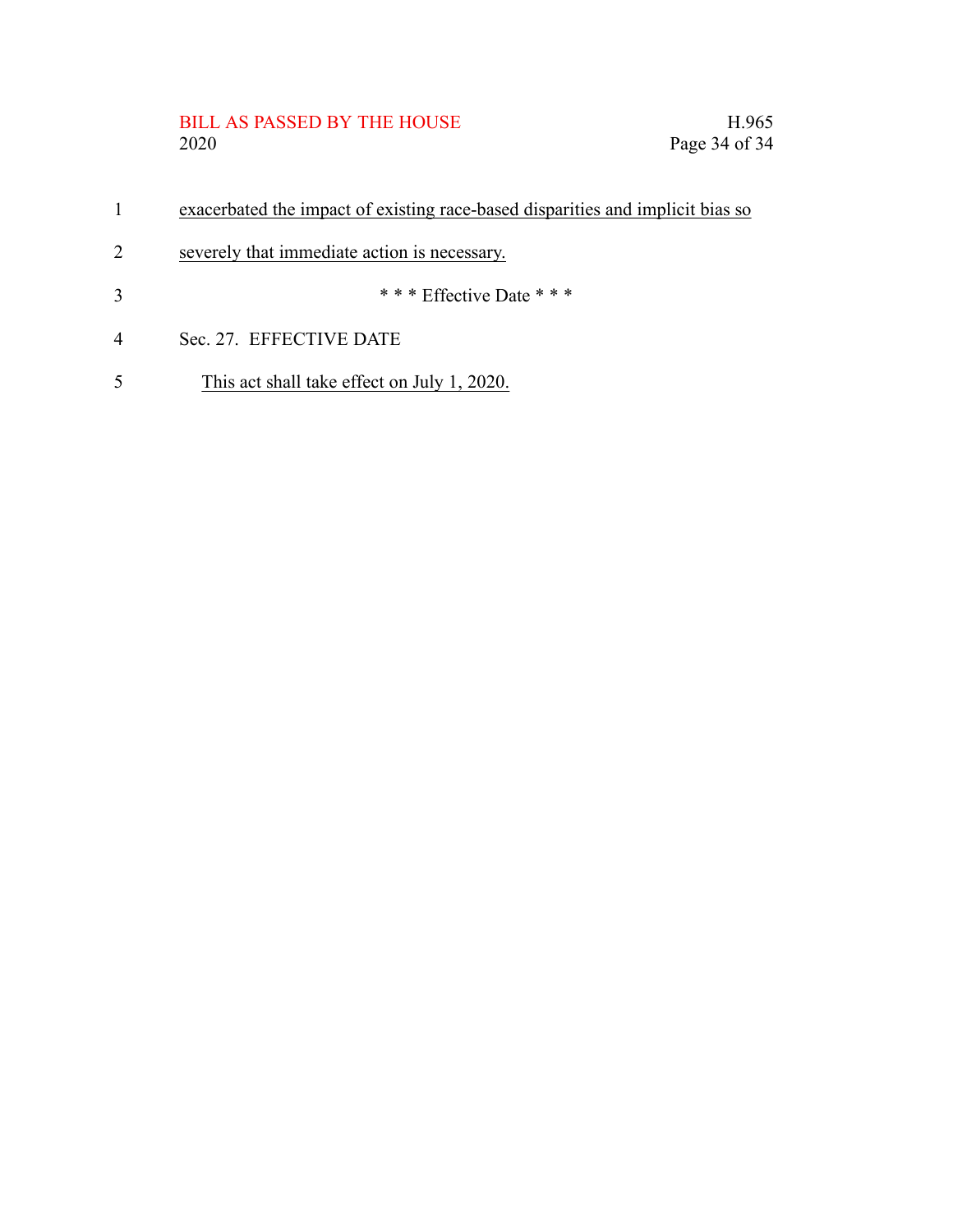exacerbated the impact of existing race-based disparities and implicit bias so severely that immediate action is necessary.

* * * Effective Date * * *

Sec. 27. EFFECTIVE DATE

This act shall take effect on July 1, 2020.